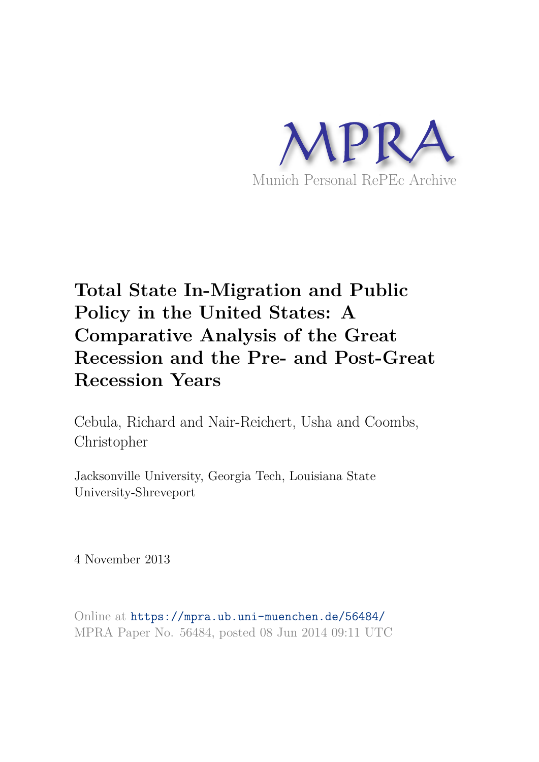MPRA

Munich Personal RePEc Archive

# Total State In-Migration and Public Policy in the United States: A Comparative Analysis of the Great Recession and the Pre- and Post-Great Recession Years

Cebula, Richard and Nair-Reichert, Usha and Coombs, Christopher

Jacksonville University, Georgia Tech, Louisiana State University-Shreveport

4 November 2013

Online at https://mpra.ub.uni-muenchen.de/56484/
MPRA Paper No. 56484, posted 08 Jun 2014 09:11 UTC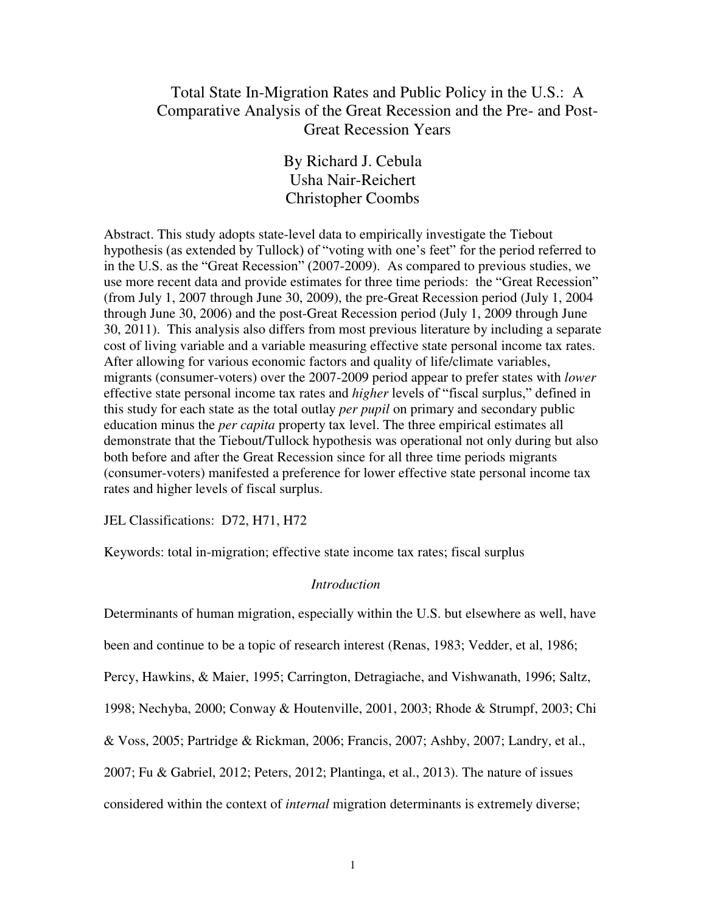# Total State In-Migration Rates and Public Policy in the U.S.: A Comparative Analysis of the Great Recession and the Pre- and Post-Great Recession Years

By Richard J. Cebula
Usha Nair-Reichert
Christopher Coombs

Abstract. This study adopts state-level data to empirically investigate the Tiebout hypothesis (as extended by Tullock) of "voting with one's feet" for the period referred to in the U.S. as the "Great Recession" (2007-2009). As compared to previous studies, we use more recent data and provide estimates for three time periods: the "Great Recession" (from July 1, 2007 through June 30, 2009), the pre-Great Recession period (July 1, 2004 through June 30, 2006) and the post-Great Recession period (July 1, 2009 through June 30, 2011). This analysis also differs from most previous literature by including a separate cost of living variable and a variable measuring effective state personal income tax rates. After allowing for various economic factors and quality of life/climate variables, migrants (consumer-voters) over the 2007-2009 period appear to prefer states with *lower* effective state personal income tax rates and *higher* levels of "fiscal surplus," defined in this study for each state as the total outlay *per pupil* on primary and secondary public education minus the *per capita* property tax level. The three empirical estimates all demonstrate that the Tiebout/Tullock hypothesis was operational not only during but also both before and after the Great Recession since for all three time periods migrants (consumer-voters) manifested a preference for lower effective state personal income tax rates and higher levels of fiscal surplus.

JEL Classifications: D72, H71, H72

Keywords: total in-migration; effective state income tax rates; fiscal surplus

## *Introduction*

Determinants of human migration, especially within the U.S. but elsewhere as well, have been and continue to be a topic of research interest (Renas, 1983; Vedder, et al, 1986; Percy, Hawkins, & Maier, 1995; Carrington, Detragiache, and Vishwanath, 1996; Saltz, 1998; Nechyba, 2000; Conway & Houtenville, 2001, 2003; Rhode & Strumpf, 2003; Chi & Voss, 2005; Partridge & Rickman, 2006; Francis, 2007; Ashby, 2007; Landry, et al., 2007; Fu & Gabriel, 2012; Peters, 2012; Plantinga, et al., 2013). The nature of issues considered within the context of *internal* migration determinants is extremely diverse;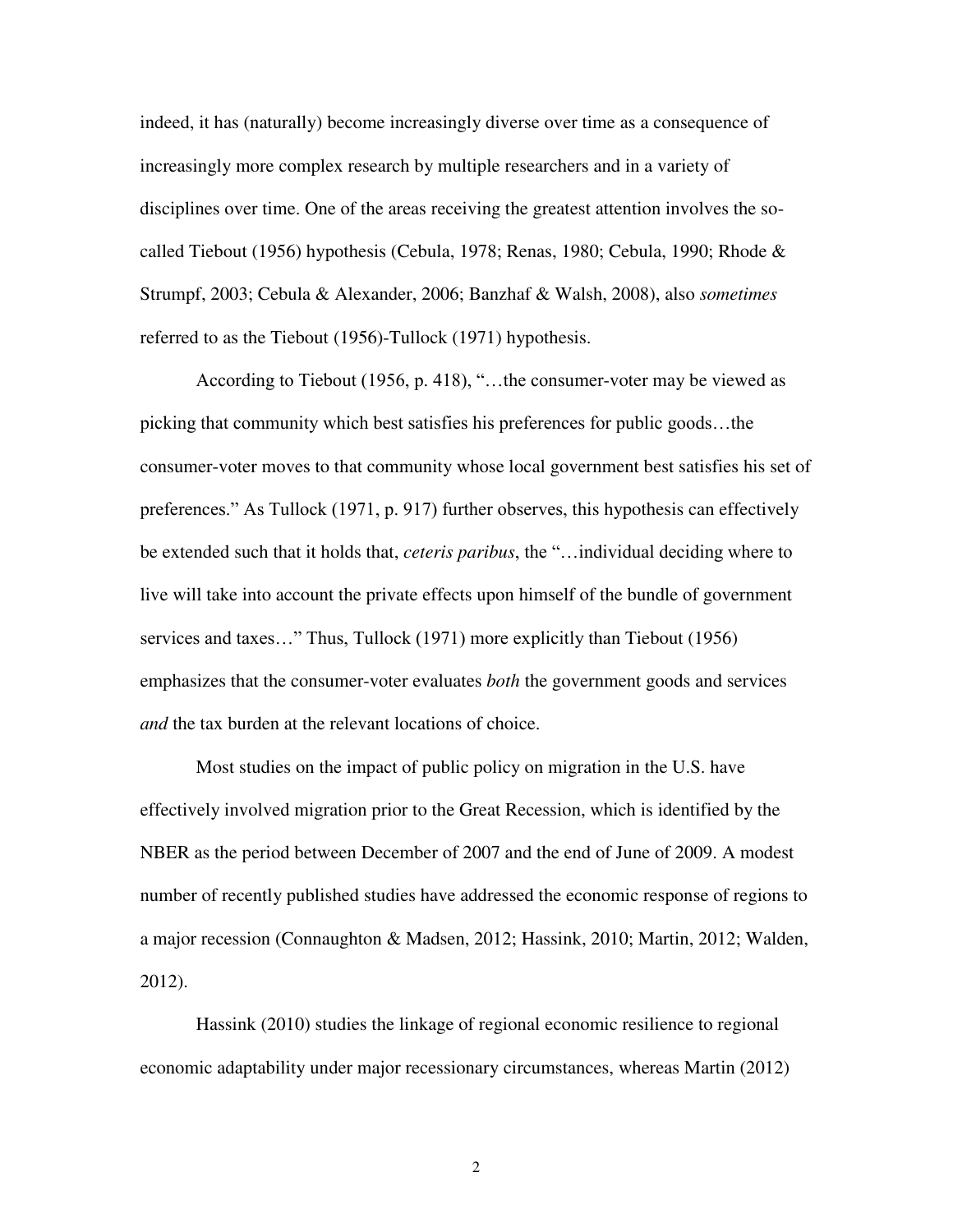indeed, it has (naturally) become increasingly diverse over time as a consequence of increasingly more complex research by multiple researchers and in a variety of disciplines over time. One of the areas receiving the greatest attention involves the so-called Tiebout (1956) hypothesis (Cebula, 1978; Renas, 1980; Cebula, 1990; Rhode & Strumpf, 2003; Cebula & Alexander, 2006; Banzhaf & Walsh, 2008), also *sometimes* referred to as the Tiebout (1956)-Tullock (1971) hypothesis.

According to Tiebout (1956, p. 418), "…the consumer-voter may be viewed as picking that community which best satisfies his preferences for public goods…the consumer-voter moves to that community whose local government best satisfies his set of preferences." As Tullock (1971, p. 917) further observes, this hypothesis can effectively be extended such that it holds that, *ceteris paribus*, the "…individual deciding where to live will take into account the private effects upon himself of the bundle of government services and taxes…" Thus, Tullock (1971) more explicitly than Tiebout (1956) emphasizes that the consumer-voter evaluates *both* the government goods and services *and* the tax burden at the relevant locations of choice.

Most studies on the impact of public policy on migration in the U.S. have effectively involved migration prior to the Great Recession, which is identified by the NBER as the period between December of 2007 and the end of June of 2009. A modest number of recently published studies have addressed the economic response of regions to a major recession (Connaughton & Madsen, 2012; Hassink, 2010; Martin, 2012; Walden, 2012).

Hassink (2010) studies the linkage of regional economic resilience to regional economic adaptability under major recessionary circumstances, whereas Martin (2012)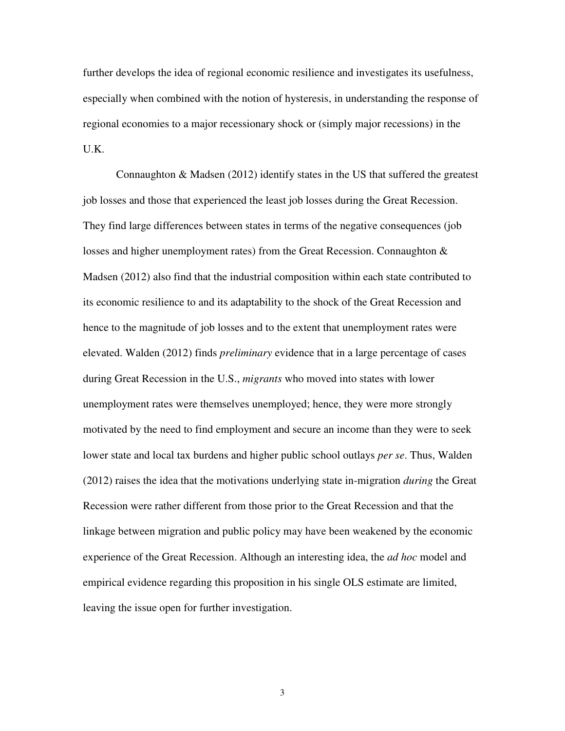further develops the idea of regional economic resilience and investigates its usefulness, especially when combined with the notion of hysteresis, in understanding the response of regional economies to a major recessionary shock or (simply major recessions) in the U.K.

Connaughton & Madsen (2012) identify states in the US that suffered the greatest job losses and those that experienced the least job losses during the Great Recession. They find large differences between states in terms of the negative consequences (job losses and higher unemployment rates) from the Great Recession. Connaughton & Madsen (2012) also find that the industrial composition within each state contributed to its economic resilience to and its adaptability to the shock of the Great Recession and hence to the magnitude of job losses and to the extent that unemployment rates were elevated. Walden (2012) finds *preliminary* evidence that in a large percentage of cases during Great Recession in the U.S., *migrants* who moved into states with lower unemployment rates were themselves unemployed; hence, they were more strongly motivated by the need to find employment and secure an income than they were to seek lower state and local tax burdens and higher public school outlays *per se*. Thus, Walden (2012) raises the idea that the motivations underlying state in-migration *during* the Great Recession were rather different from those prior to the Great Recession and that the linkage between migration and public policy may have been weakened by the economic experience of the Great Recession. Although an interesting idea, the *ad hoc* model and empirical evidence regarding this proposition in his single OLS estimate are limited, leaving the issue open for further investigation.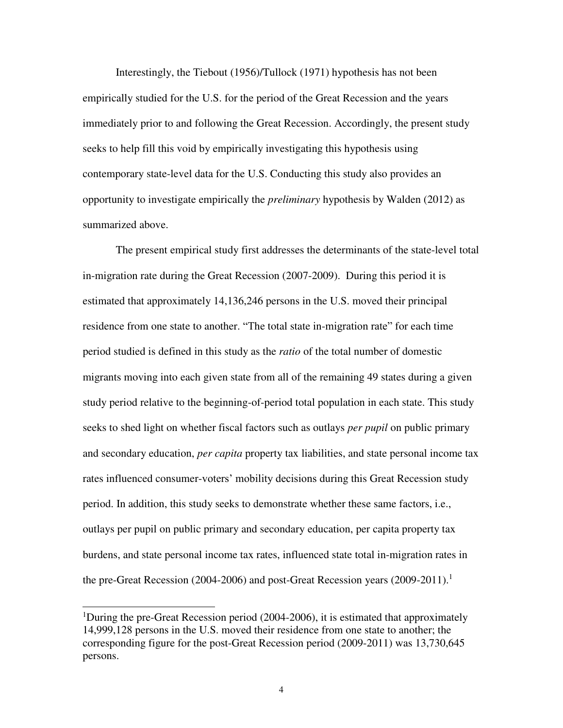Interestingly, the Tiebout (1956)/Tullock (1971) hypothesis has not been empirically studied for the U.S. for the period of the Great Recession and the years immediately prior to and following the Great Recession. Accordingly, the present study seeks to help fill this void by empirically investigating this hypothesis using contemporary state-level data for the U.S. Conducting this study also provides an opportunity to investigate empirically the *preliminary* hypothesis by Walden (2012) as summarized above.

The present empirical study first addresses the determinants of the state-level total in-migration rate during the Great Recession (2007-2009). During this period it is estimated that approximately 14,136,246 persons in the U.S. moved their principal residence from one state to another. "The total state in-migration rate" for each time period studied is defined in this study as the *ratio* of the total number of domestic migrants moving into each given state from all of the remaining 49 states during a given study period relative to the beginning-of-period total population in each state. This study seeks to shed light on whether fiscal factors such as outlays *per pupil* on public primary and secondary education, *per capita* property tax liabilities, and state personal income tax rates influenced consumer-voters' mobility decisions during this Great Recession study period. In addition, this study seeks to demonstrate whether these same factors, i.e., outlays per pupil on public primary and secondary education, per capita property tax burdens, and state personal income tax rates, influenced state total in-migration rates in the pre-Great Recession (2004-2006) and post-Great Recession years (2009-2011).[1]

---

[1]During the pre-Great Recession period (2004-2006), it is estimated that approximately 14,999,128 persons in the U.S. moved their residence from one state to another; the corresponding figure for the post-Great Recession period (2009-2011) was 13,730,645 persons.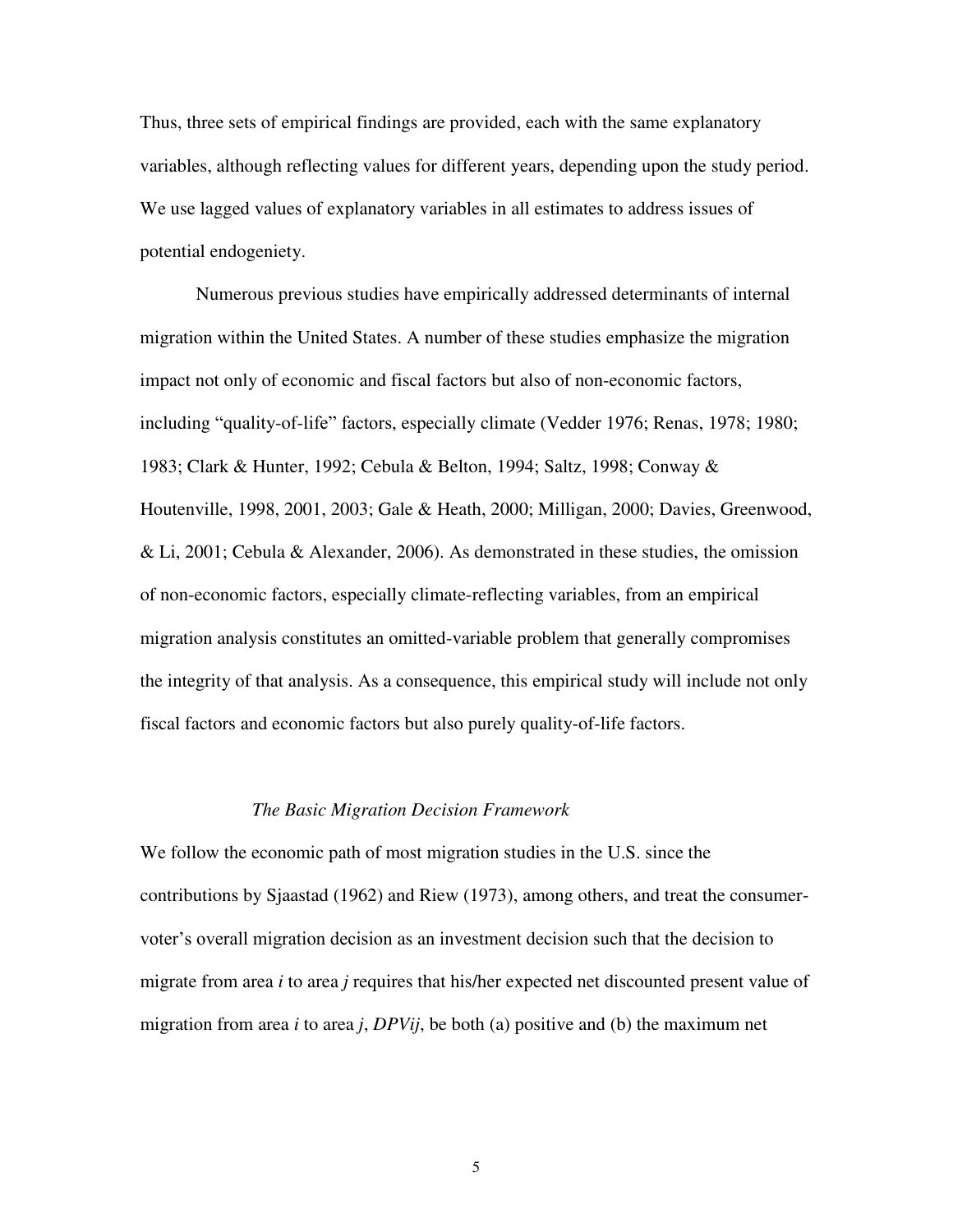Thus, three sets of empirical findings are provided, each with the same explanatory variables, although reflecting values for different years, depending upon the study period. We use lagged values of explanatory variables in all estimates to address issues of potential endogeniety.

Numerous previous studies have empirically addressed determinants of internal migration within the United States. A number of these studies emphasize the migration impact not only of economic and fiscal factors but also of non-economic factors, including "quality-of-life" factors, especially climate (Vedder 1976; Renas, 1978; 1980; 1983; Clark & Hunter, 1992; Cebula & Belton, 1994; Saltz, 1998; Conway & Houtenville, 1998, 2001, 2003; Gale & Heath, 2000; Milligan, 2000; Davies, Greenwood, & Li, 2001; Cebula & Alexander, 2006). As demonstrated in these studies, the omission of non-economic factors, especially climate-reflecting variables, from an empirical migration analysis constitutes an omitted-variable problem that generally compromises the integrity of that analysis. As a consequence, this empirical study will include not only fiscal factors and economic factors but also purely quality-of-life factors.

### *The Basic Migration Decision Framework*

We follow the economic path of most migration studies in the U.S. since the contributions by Sjaastad (1962) and Riew (1973), among others, and treat the consumer-voter's overall migration decision as an investment decision such that the decision to migrate from area *i* to area *j* requires that his/her expected net discounted present value of migration from area *i* to area *j*, *DPVij*, be both (a) positive and (b) the maximum net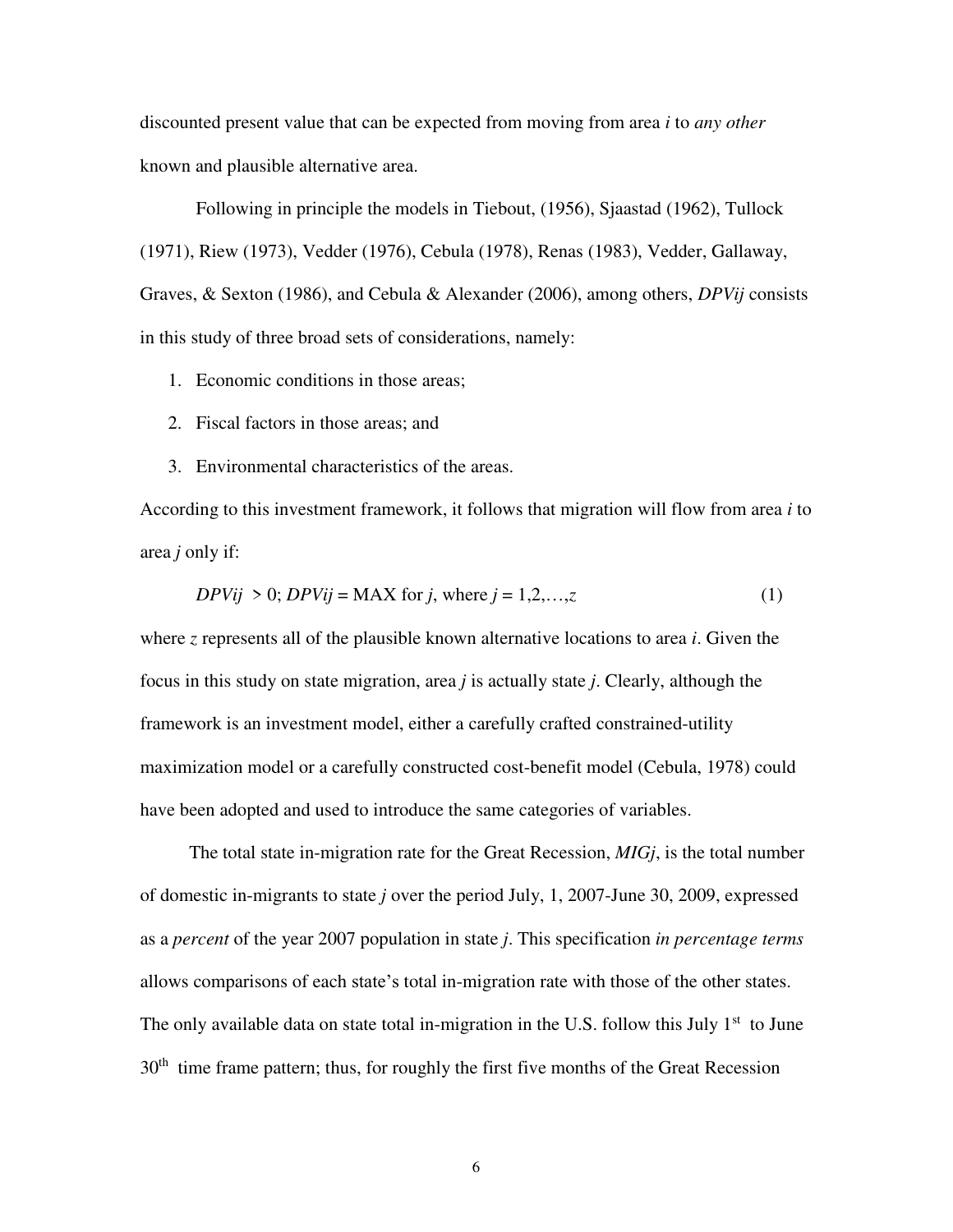discounted present value that can be expected from moving from area $i$ to *any other* known and plausible alternative area.

Following in principle the models in Tiebout, (1956), Sjaastad (1962), Tullock (1971), Riew (1973), Vedder (1976), Cebula (1978), Renas (1983), Vedder, Gallaway, Graves, & Sexton (1986), and Cebula & Alexander (2006), among others, $DPVij$ consists in this study of three broad sets of considerations, namely:

1. Economic conditions in those areas;
2. Fiscal factors in those areas; and
3. Environmental characteristics of the areas.

According to this investment framework, it follows that migration will flow from area $i$ to area $j$ only if:

$$DPVij > 0;\ DPVij = \text{MAX for } j, \text{ where } j = 1,2,\ldots,z \tag{1}$$

where $z$ represents all of the plausible known alternative locations to area $i$. Given the focus in this study on state migration, area $j$ is actually state $j$. Clearly, although the framework is an investment model, either a carefully crafted constrained-utility maximization model or a carefully constructed cost-benefit model (Cebula, 1978) could have been adopted and used to introduce the same categories of variables.

The total state in-migration rate for the Great Recession, $MIGj$, is the total number of domestic in-migrants to state $j$ over the period July, 1, 2007-June 30, 2009, expressed as a *percent* of the year 2007 population in state $j$. This specification *in percentage terms* allows comparisons of each state's total in-migration rate with those of the other states. The only available data on state total in-migration in the U.S. follow this July 1st to June 30th time frame pattern; thus, for roughly the first five months of the Great Recession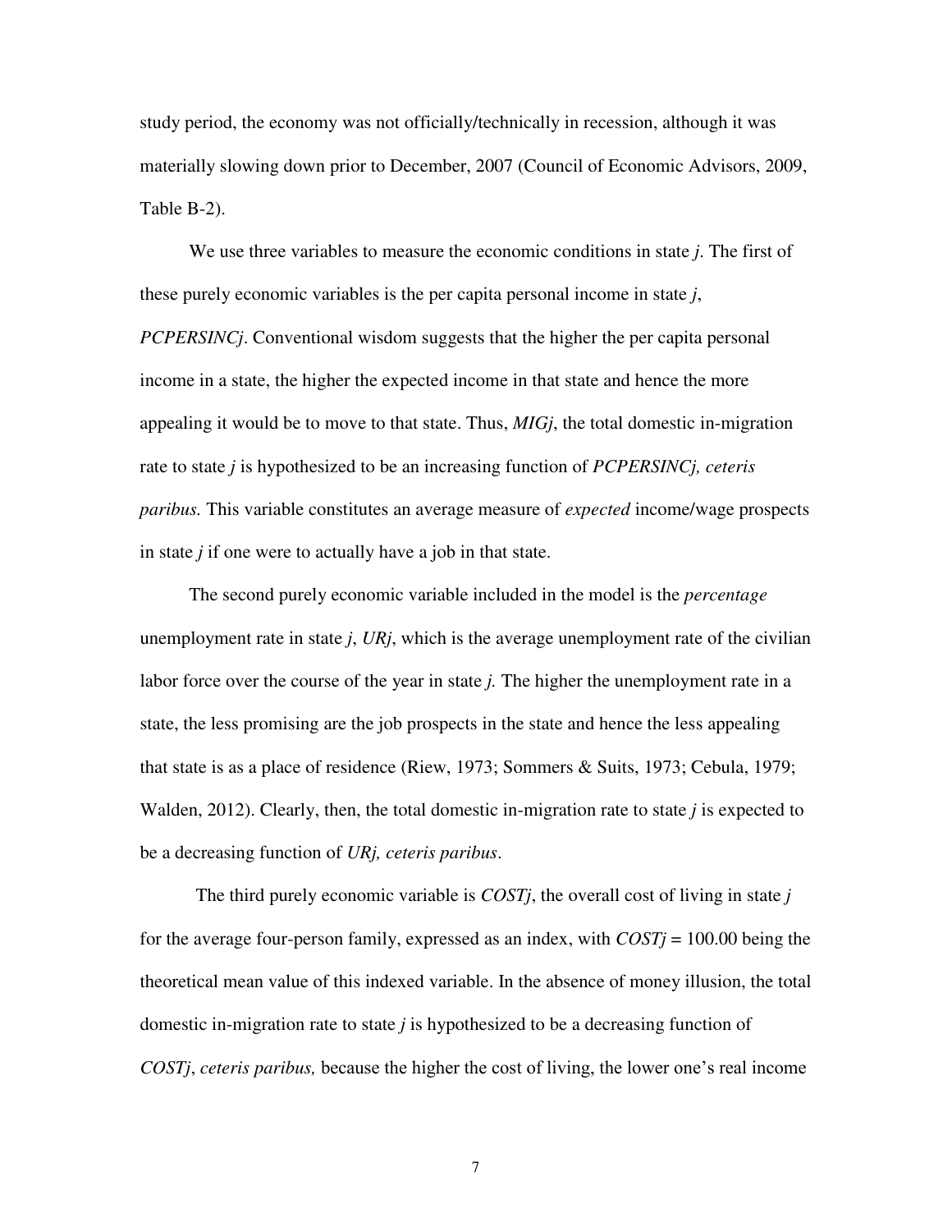study period, the economy was not officially/technically in recession, although it was materially slowing down prior to December, 2007 (Council of Economic Advisors, 2009, Table B-2).

We use three variables to measure the economic conditions in state *j*. The first of these purely economic variables is the per capita personal income in state *j*, *PCPERSINCj*. Conventional wisdom suggests that the higher the per capita personal income in a state, the higher the expected income in that state and hence the more appealing it would be to move to that state. Thus, *MIGj*, the total domestic in-migration rate to state *j* is hypothesized to be an increasing function of *PCPERSINCj, ceteris paribus.* This variable constitutes an average measure of *expected* income/wage prospects in state *j* if one were to actually have a job in that state.

The second purely economic variable included in the model is the *percentage* unemployment rate in state *j*, *URj*, which is the average unemployment rate of the civilian labor force over the course of the year in state *j.* The higher the unemployment rate in a state, the less promising are the job prospects in the state and hence the less appealing that state is as a place of residence (Riew, 1973; Sommers & Suits, 1973; Cebula, 1979; Walden, 2012). Clearly, then, the total domestic in-migration rate to state *j* is expected to be a decreasing function of *URj, ceteris paribus*.

The third purely economic variable is *COSTj*, the overall cost of living in state *j* for the average four-person family, expressed as an index, with *COSTj* = 100.00 being the theoretical mean value of this indexed variable. In the absence of money illusion, the total domestic in-migration rate to state *j* is hypothesized to be a decreasing function of *COSTj*, *ceteris paribus,* because the higher the cost of living, the lower one's real income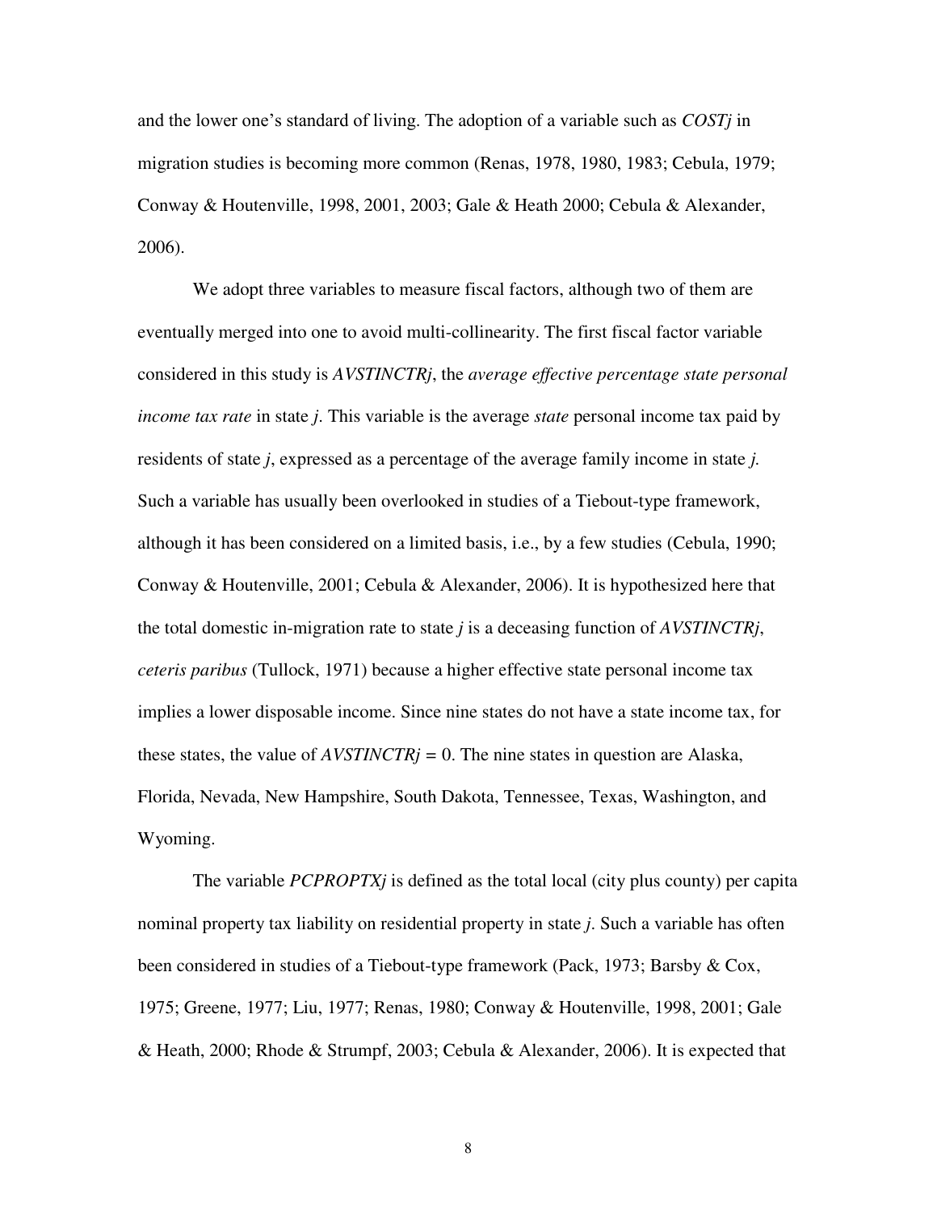and the lower one's standard of living. The adoption of a variable such as *COSTj* in migration studies is becoming more common (Renas, 1978, 1980, 1983; Cebula, 1979; Conway & Houtenville, 1998, 2001, 2003; Gale & Heath 2000; Cebula & Alexander, 2006).

We adopt three variables to measure fiscal factors, although two of them are eventually merged into one to avoid multi-collinearity. The first fiscal factor variable considered in this study is *AVSTINCTRj*, the *average effective percentage state personal income tax rate* in state *j*. This variable is the average *state* personal income tax paid by residents of state *j*, expressed as a percentage of the average family income in state *j*. Such a variable has usually been overlooked in studies of a Tiebout-type framework, although it has been considered on a limited basis, i.e., by a few studies (Cebula, 1990; Conway & Houtenville, 2001; Cebula & Alexander, 2006). It is hypothesized here that the total domestic in-migration rate to state *j* is a deceasing function of *AVSTINCTRj*, *ceteris paribus* (Tullock, 1971) because a higher effective state personal income tax implies a lower disposable income. Since nine states do not have a state income tax, for these states, the value of *AVSTINCTRj* = 0. The nine states in question are Alaska, Florida, Nevada, New Hampshire, South Dakota, Tennessee, Texas, Washington, and Wyoming.

The variable *PCPROPTXj* is defined as the total local (city plus county) per capita nominal property tax liability on residential property in state *j*. Such a variable has often been considered in studies of a Tiebout-type framework (Pack, 1973; Barsby & Cox, 1975; Greene, 1977; Liu, 1977; Renas, 1980; Conway & Houtenville, 1998, 2001; Gale & Heath, 2000; Rhode & Strumpf, 2003; Cebula & Alexander, 2006). It is expected that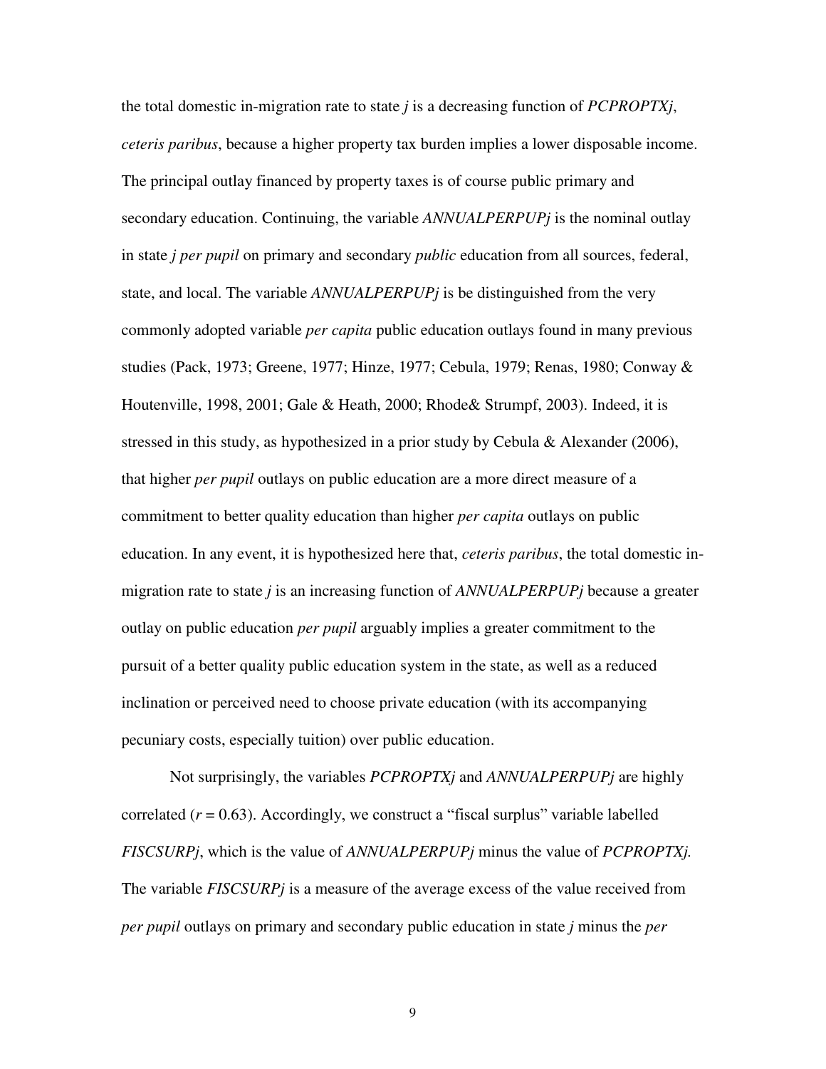the total domestic in-migration rate to state *j* is a decreasing function of *PCPROPTXj*, *ceteris paribus*, because a higher property tax burden implies a lower disposable income. The principal outlay financed by property taxes is of course public primary and secondary education. Continuing, the variable *ANNUALPERPUPj* is the nominal outlay in state *j per pupil* on primary and secondary *public* education from all sources, federal, state, and local. The variable *ANNUALPERPUPj* is be distinguished from the very commonly adopted variable *per capita* public education outlays found in many previous studies (Pack, 1973; Greene, 1977; Hinze, 1977; Cebula, 1979; Renas, 1980; Conway & Houtenville, 1998, 2001; Gale & Heath, 2000; Rhode& Strumpf, 2003). Indeed, it is stressed in this study, as hypothesized in a prior study by Cebula & Alexander (2006), that higher *per pupil* outlays on public education are a more direct measure of a commitment to better quality education than higher *per capita* outlays on public education. In any event, it is hypothesized here that, *ceteris paribus*, the total domestic in-migration rate to state *j* is an increasing function of *ANNUALPERPUPj* because a greater outlay on public education *per pupil* arguably implies a greater commitment to the pursuit of a better quality public education system in the state, as well as a reduced inclination or perceived need to choose private education (with its accompanying pecuniary costs, especially tuition) over public education.

Not surprisingly, the variables *PCPROPTXj* and *ANNUALPERPUPj* are highly correlated ($r = 0.63$). Accordingly, we construct a "fiscal surplus" variable labelled *FISCSURPj*, which is the value of *ANNUALPERPUPj* minus the value of *PCPROPTXj.* The variable *FISCSURPj* is a measure of the average excess of the value received from *per pupil* outlays on primary and secondary public education in state *j* minus the *per*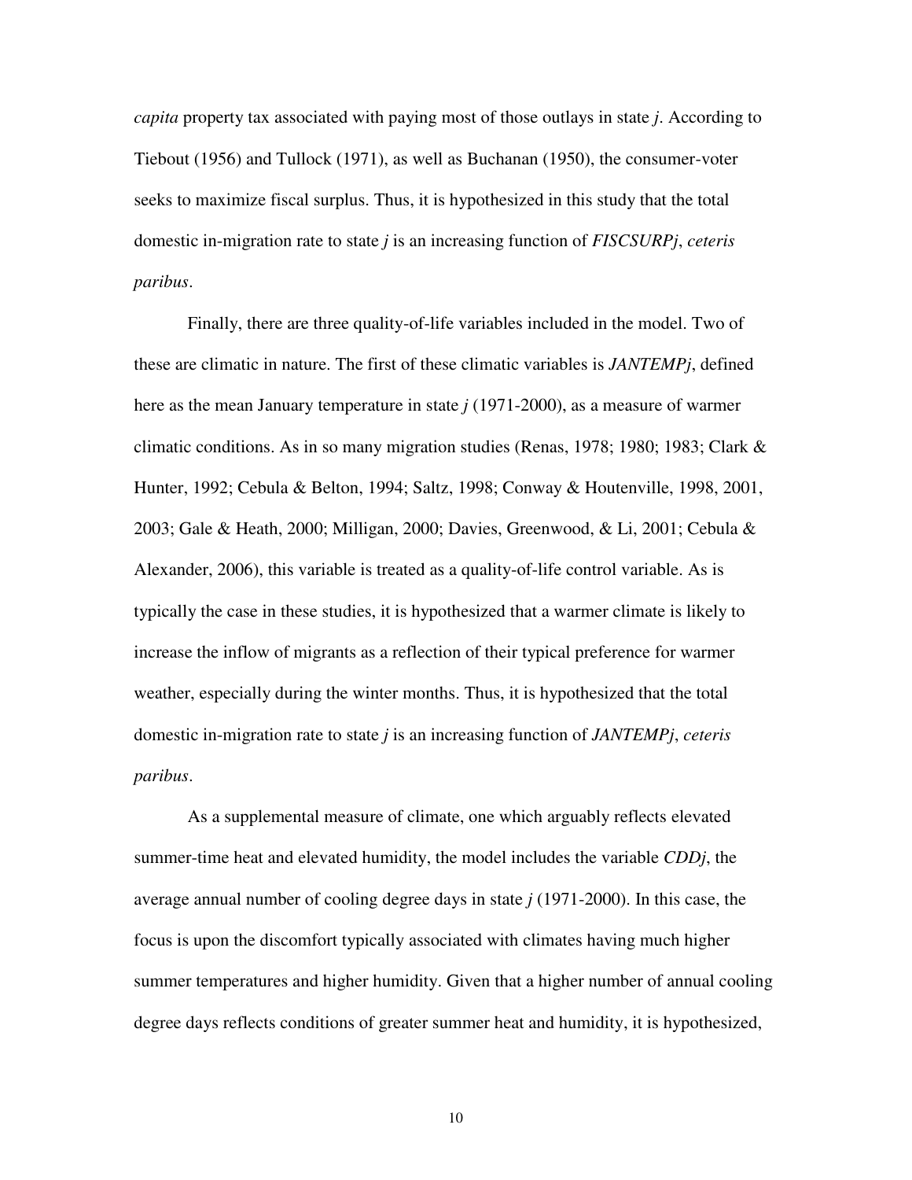*capita* property tax associated with paying most of those outlays in state *j*. According to Tiebout (1956) and Tullock (1971), as well as Buchanan (1950), the consumer-voter seeks to maximize fiscal surplus. Thus, it is hypothesized in this study that the total domestic in-migration rate to state *j* is an increasing function of *FISCSURPj*, *ceteris paribus*.

Finally, there are three quality-of-life variables included in the model. Two of these are climatic in nature. The first of these climatic variables is *JANTEMPj*, defined here as the mean January temperature in state *j* (1971-2000), as a measure of warmer climatic conditions. As in so many migration studies (Renas, 1978; 1980; 1983; Clark & Hunter, 1992; Cebula & Belton, 1994; Saltz, 1998; Conway & Houtenville, 1998, 2001, 2003; Gale & Heath, 2000; Milligan, 2000; Davies, Greenwood, & Li, 2001; Cebula & Alexander, 2006), this variable is treated as a quality-of-life control variable. As is typically the case in these studies, it is hypothesized that a warmer climate is likely to increase the inflow of migrants as a reflection of their typical preference for warmer weather, especially during the winter months. Thus, it is hypothesized that the total domestic in-migration rate to state *j* is an increasing function of *JANTEMPj*, *ceteris paribus*.

As a supplemental measure of climate, one which arguably reflects elevated summer-time heat and elevated humidity, the model includes the variable *CDDj*, the average annual number of cooling degree days in state *j* (1971-2000). In this case, the focus is upon the discomfort typically associated with climates having much higher summer temperatures and higher humidity. Given that a higher number of annual cooling degree days reflects conditions of greater summer heat and humidity, it is hypothesized,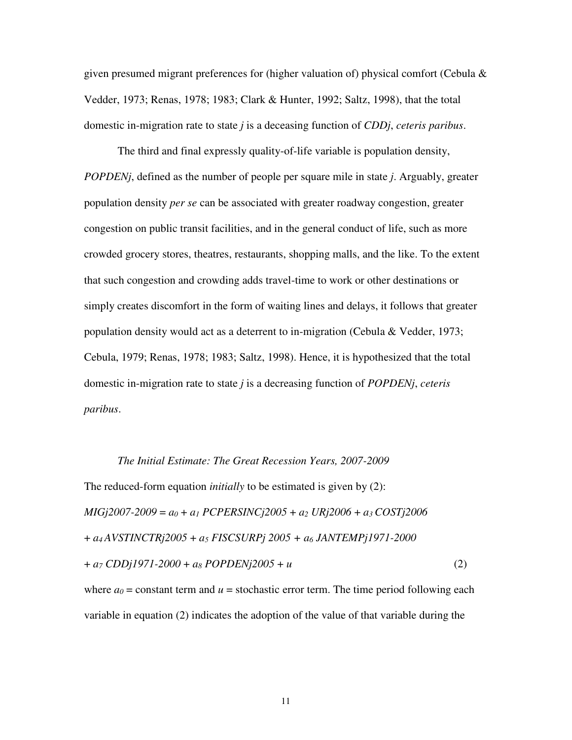given presumed migrant preferences for (higher valuation of) physical comfort (Cebula & Vedder, 1973; Renas, 1978; 1983; Clark & Hunter, 1992; Saltz, 1998), that the total domestic in-migration rate to state *j* is a deceasing function of *CDDj*, *ceteris paribus*.

The third and final expressly quality-of-life variable is population density, *POPDENj*, defined as the number of people per square mile in state *j*. Arguably, greater population density *per se* can be associated with greater roadway congestion, greater congestion on public transit facilities, and in the general conduct of life, such as more crowded grocery stores, theatres, restaurants, shopping malls, and the like. To the extent that such congestion and crowding adds travel-time to work or other destinations or simply creates discomfort in the form of waiting lines and delays, it follows that greater population density would act as a deterrent to in-migration (Cebula & Vedder, 1973; Cebula, 1979; Renas, 1978; 1983; Saltz, 1998). Hence, it is hypothesized that the total domestic in-migration rate to state *j* is a decreasing function of *POPDENj*, *ceteris paribus*.

*The Initial Estimate: The Great Recession Years, 2007-2009*

The reduced-form equation *initially* to be estimated is given by (2):

$$MIGj2007\text{-}2009 = a_0 + a_1\, PCPERSINCj2005 + a_2\, URj2006 + a_3\, COSTj2006 + a_4\, AVSTINCTRj2005 + a_5\, FISCSURPj\ 2005 + a_6\, JANTEMPj1971\text{-}2000 + a_7\, CDDj1971\text{-}2000 + a_8\, POPDENj2005 + u \quad (2)$$

where $a_0$ = constant term and $u$ = stochastic error term. The time period following each variable in equation (2) indicates the adoption of the value of that variable during the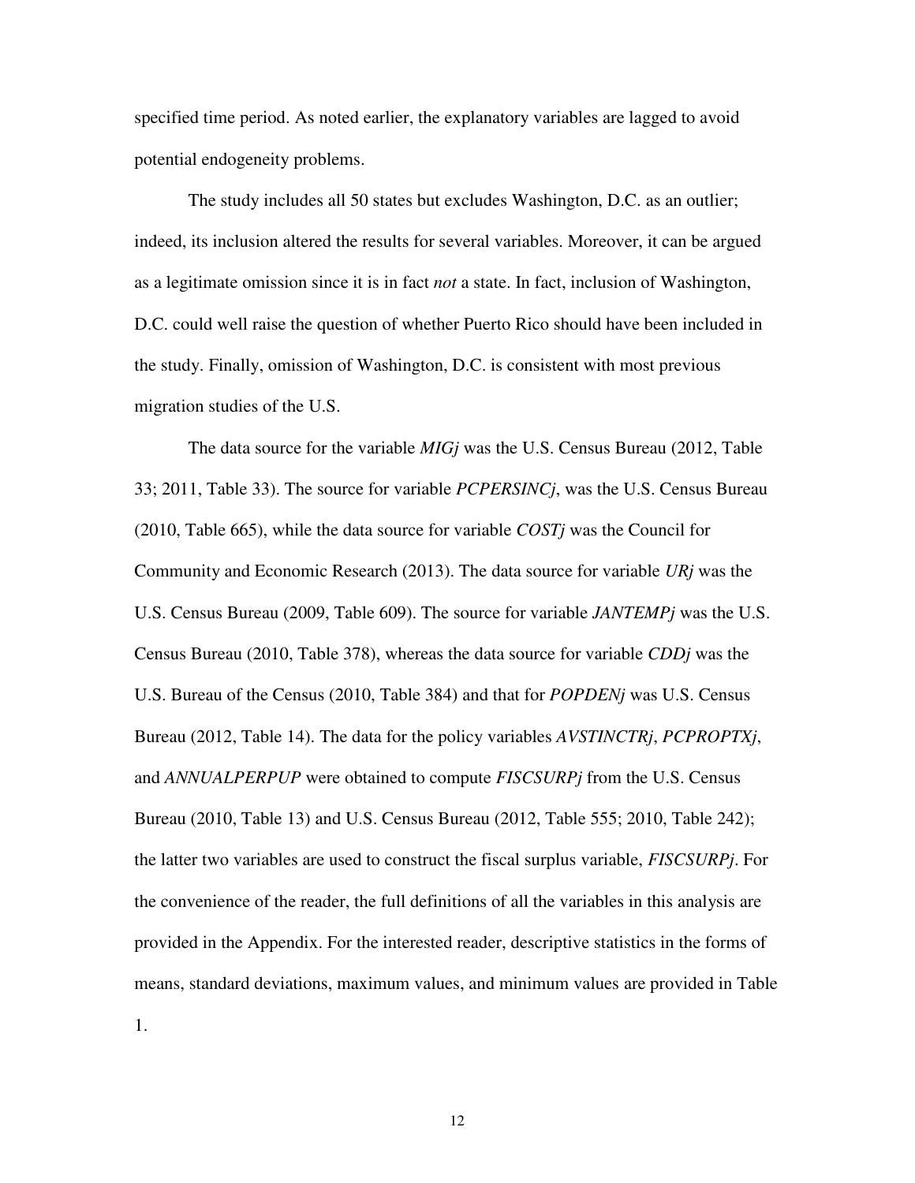specified time period. As noted earlier, the explanatory variables are lagged to avoid potential endogeneity problems.

The study includes all 50 states but excludes Washington, D.C. as an outlier; indeed, its inclusion altered the results for several variables. Moreover, it can be argued as a legitimate omission since it is in fact *not* a state. In fact, inclusion of Washington, D.C. could well raise the question of whether Puerto Rico should have been included in the study. Finally, omission of Washington, D.C. is consistent with most previous migration studies of the U.S.

The data source for the variable *MIGj* was the U.S. Census Bureau (2012, Table 33; 2011, Table 33). The source for variable *PCPERSINCj*, was the U.S. Census Bureau (2010, Table 665), while the data source for variable *COSTj* was the Council for Community and Economic Research (2013). The data source for variable *URj* was the U.S. Census Bureau (2009, Table 609). The source for variable *JANTEMPj* was the U.S. Census Bureau (2010, Table 378), whereas the data source for variable *CDDj* was the U.S. Bureau of the Census (2010, Table 384) and that for *POPDENj* was U.S. Census Bureau (2012, Table 14). The data for the policy variables *AVSTINCTRj*, *PCPROPTXj*, and *ANNUALPERPUP* were obtained to compute *FISCSURPj* from the U.S. Census Bureau (2010, Table 13) and U.S. Census Bureau (2012, Table 555; 2010, Table 242); the latter two variables are used to construct the fiscal surplus variable, *FISCSURPj*. For the convenience of the reader, the full definitions of all the variables in this analysis are provided in the Appendix. For the interested reader, descriptive statistics in the forms of means, standard deviations, maximum values, and minimum values are provided in Table 1.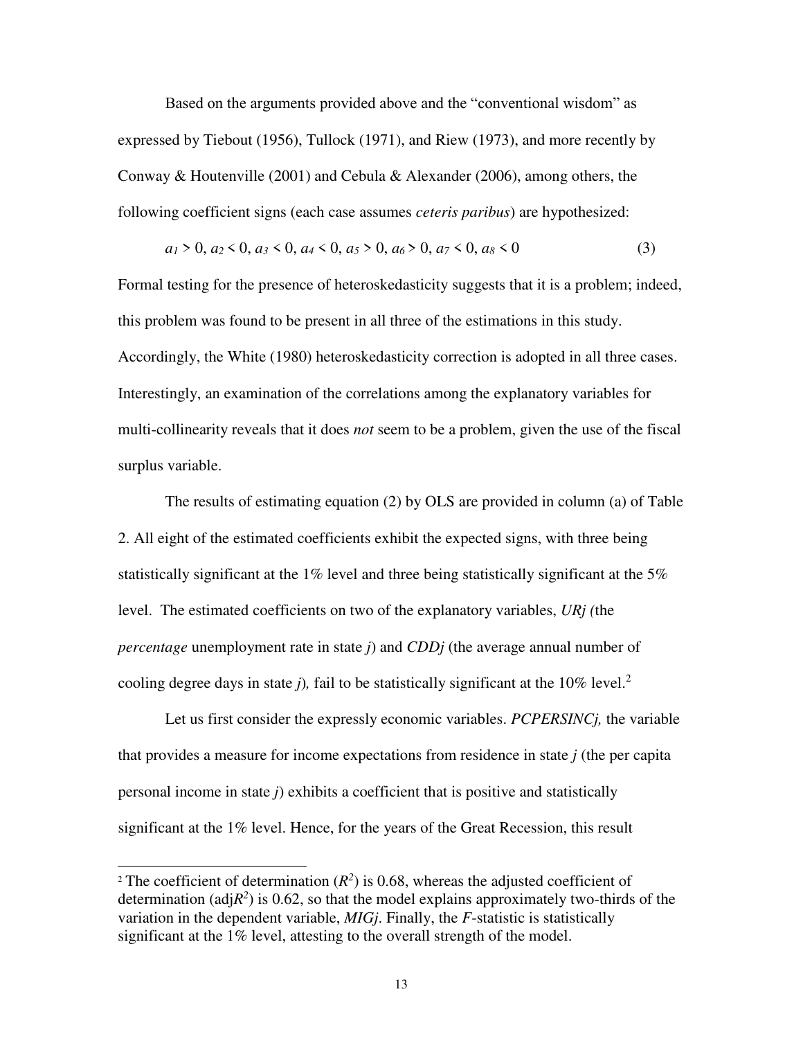Based on the arguments provided above and the "conventional wisdom" as expressed by Tiebout (1956), Tullock (1971), and Riew (1973), and more recently by Conway & Houtenville (2001) and Cebula & Alexander (2006), among others, the following coefficient signs (each case assumes *ceteris paribus*) are hypothesized:

$$a_1 > 0,\ a_2 < 0,\ a_3 < 0,\ a_4 < 0,\ a_5 > 0,\ a_6 > 0,\ a_7 < 0,\ a_8 < 0 \tag{3}$$

Formal testing for the presence of heteroskedasticity suggests that it is a problem; indeed, this problem was found to be present in all three of the estimations in this study. Accordingly, the White (1980) heteroskedasticity correction is adopted in all three cases. Interestingly, an examination of the correlations among the explanatory variables for multi-collinearity reveals that it does *not* seem to be a problem, given the use of the fiscal surplus variable.

The results of estimating equation (2) by OLS are provided in column (a) of Table 2. All eight of the estimated coefficients exhibit the expected signs, with three being statistically significant at the 1% level and three being statistically significant at the 5% level. The estimated coefficients on two of the explanatory variables, *URj (*the *percentage* unemployment rate in state *j*) and *CDDj* (the average annual number of cooling degree days in state *j*)*,* fail to be statistically significant at the 10% level.[2]

Let us first consider the expressly economic variables. *PCPERSINCj,* the variable that provides a measure for income expectations from residence in state *j* (the per capita personal income in state *j*) exhibits a coefficient that is positive and statistically significant at the 1% level. Hence, for the years of the Great Recession, this result

---

[2] The coefficient of determination ($R^2$) is 0.68, whereas the adjusted coefficient of determination (adj$R^2$) is 0.62, so that the model explains approximately two-thirds of the variation in the dependent variable, *MIGj*. Finally, the *F*-statistic is statistically significant at the 1% level, attesting to the overall strength of the model.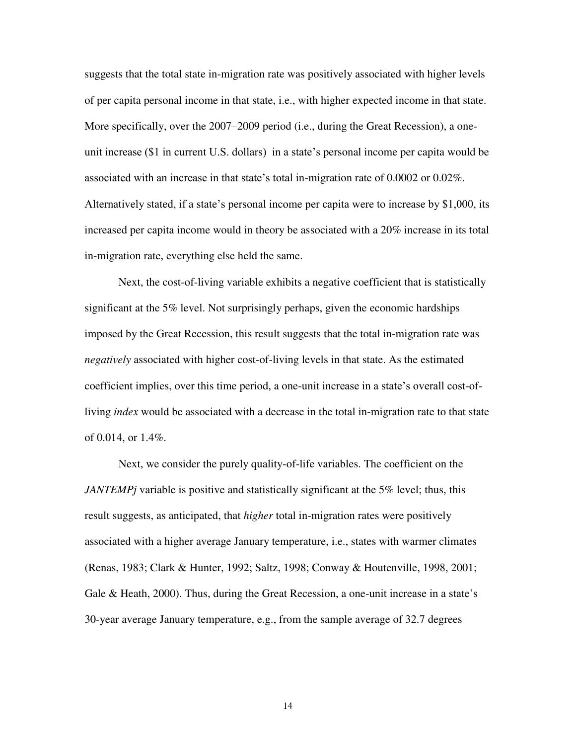suggests that the total state in-migration rate was positively associated with higher levels of per capita personal income in that state, i.e., with higher expected income in that state. More specifically, over the 2007–2009 period (i.e., during the Great Recession), a one-unit increase ($1 in current U.S. dollars) in a state's personal income per capita would be associated with an increase in that state's total in-migration rate of 0.0002 or 0.02%. Alternatively stated, if a state's personal income per capita were to increase by $1,000, its increased per capita income would in theory be associated with a 20% increase in its total in-migration rate, everything else held the same.

Next, the cost-of-living variable exhibits a negative coefficient that is statistically significant at the 5% level. Not surprisingly perhaps, given the economic hardships imposed by the Great Recession, this result suggests that the total in-migration rate was *negatively* associated with higher cost-of-living levels in that state. As the estimated coefficient implies, over this time period, a one-unit increase in a state's overall cost-of-living *index* would be associated with a decrease in the total in-migration rate to that state of 0.014, or 1.4%.

Next, we consider the purely quality-of-life variables. The coefficient on the *JANTEMPj* variable is positive and statistically significant at the 5% level; thus, this result suggests, as anticipated, that *higher* total in-migration rates were positively associated with a higher average January temperature, i.e., states with warmer climates (Renas, 1983; Clark & Hunter, 1992; Saltz, 1998; Conway & Houtenville, 1998, 2001; Gale & Heath, 2000). Thus, during the Great Recession, a one-unit increase in a state's 30-year average January temperature, e.g., from the sample average of 32.7 degrees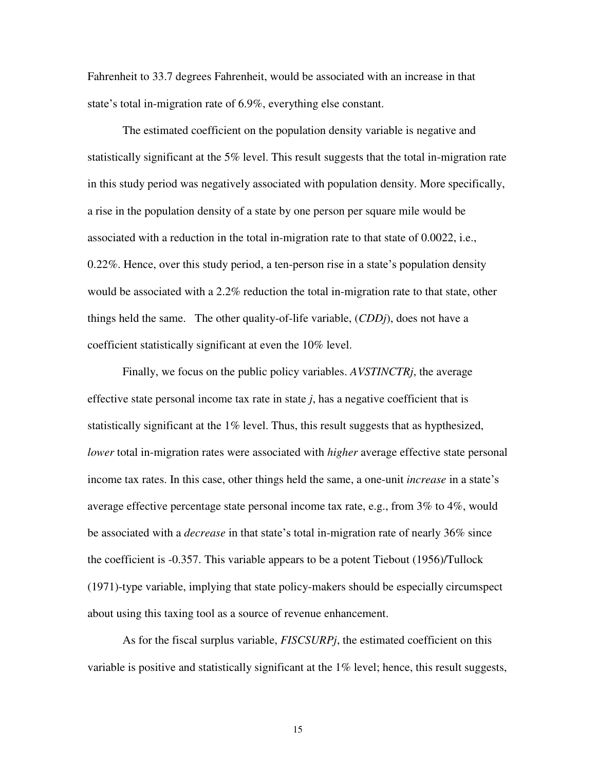Fahrenheit to 33.7 degrees Fahrenheit, would be associated with an increase in that state's total in-migration rate of 6.9%, everything else constant.

The estimated coefficient on the population density variable is negative and statistically significant at the 5% level. This result suggests that the total in-migration rate in this study period was negatively associated with population density. More specifically, a rise in the population density of a state by one person per square mile would be associated with a reduction in the total in-migration rate to that state of 0.0022, i.e., 0.22%. Hence, over this study period, a ten-person rise in a state's population density would be associated with a 2.2% reduction the total in-migration rate to that state, other things held the same. The other quality-of-life variable, (*CDDj*), does not have a coefficient statistically significant at even the 10% level.

Finally, we focus on the public policy variables. *AVSTINCTRj*, the average effective state personal income tax rate in state *j*, has a negative coefficient that is statistically significant at the 1% level. Thus, this result suggests that as hypthesized, *lower* total in-migration rates were associated with *higher* average effective state personal income tax rates. In this case, other things held the same, a one-unit *increase* in a state's average effective percentage state personal income tax rate, e.g., from 3% to 4%, would be associated with a *decrease* in that state's total in-migration rate of nearly 36% since the coefficient is -0.357. This variable appears to be a potent Tiebout (1956)/Tullock (1971)-type variable, implying that state policy-makers should be especially circumspect about using this taxing tool as a source of revenue enhancement.

As for the fiscal surplus variable, *FISCSURPj*, the estimated coefficient on this variable is positive and statistically significant at the 1% level; hence, this result suggests,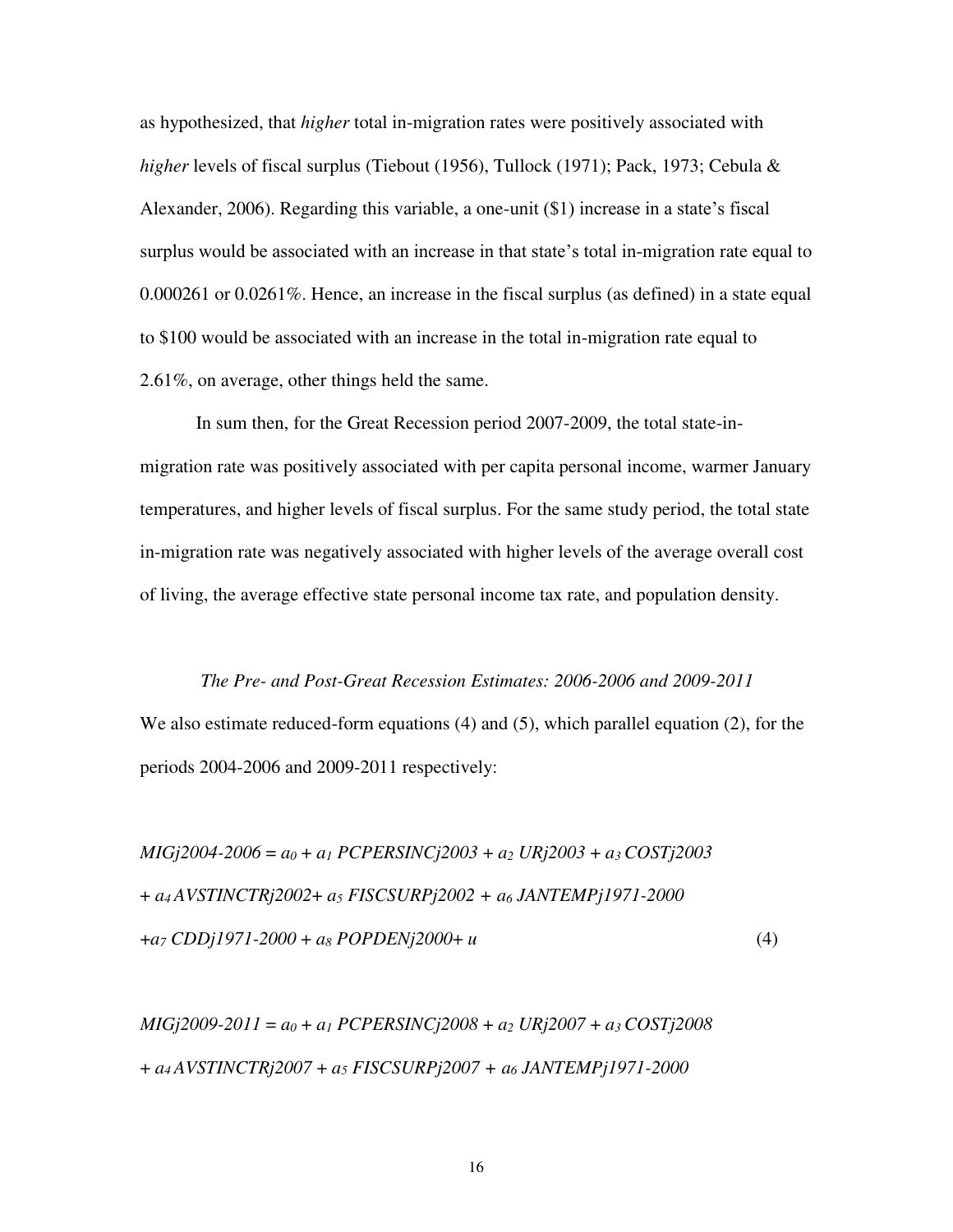as hypothesized, that *higher* total in-migration rates were positively associated with *higher* levels of fiscal surplus (Tiebout (1956), Tullock (1971); Pack, 1973; Cebula & Alexander, 2006). Regarding this variable, a one-unit ($1) increase in a state's fiscal surplus would be associated with an increase in that state's total in-migration rate equal to 0.000261 or 0.0261%. Hence, an increase in the fiscal surplus (as defined) in a state equal to $100 would be associated with an increase in the total in-migration rate equal to 2.61%, on average, other things held the same.

In sum then, for the Great Recession period 2007-2009, the total state-in-migration rate was positively associated with per capita personal income, warmer January temperatures, and higher levels of fiscal surplus. For the same study period, the total state in-migration rate was negatively associated with higher levels of the average overall cost of living, the average effective state personal income tax rate, and population density.

### *The Pre- and Post-Great Recession Estimates: 2006-2006 and 2009-2011*

We also estimate reduced-form equations (4) and (5), which parallel equation (2), for the periods 2004-2006 and 2009-2011 respectively:

$$MIGj2004\text{-}2006 = a_0 + a_1\, PCPERSINCj2003 + a_2\, URj2003 + a_3\, COSTj2003 + a_4\, AVSTINCTRj2002 + a_5\, FISCSURPj2002 + a_6\, JANTEMPj1971\text{-}2000 + a_7\, CDDj1971\text{-}2000 + a_8\, POPDENj2000 + u \tag{4}$$

$$MIGj2009\text{-}2011 = a_0 + a_1\, PCPERSINCj2008 + a_2\, URj2007 + a_3\, COSTj2008 + a_4\, AVSTINCTRj2007 + a_5\, FISCSURPj2007 + a_6\, JANTEMPj1971\text{-}2000$$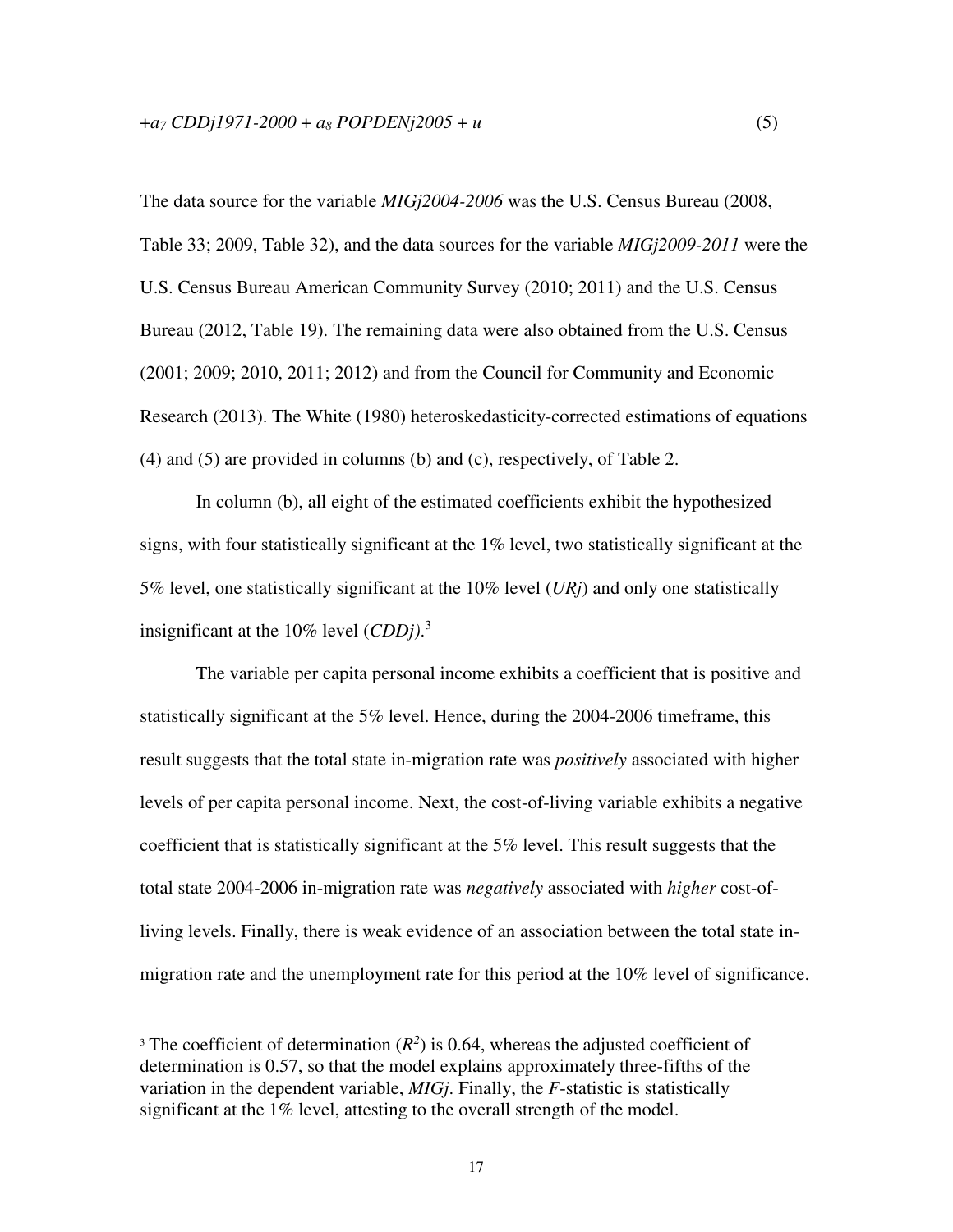$$+a_7\ CDDj1971\text{-}2000 + a_8\ POPDENj2005 + u \quad (5)$$

The data source for the variable *MIGj2004-2006* was the U.S. Census Bureau (2008, Table 33; 2009, Table 32), and the data sources for the variable *MIGj2009-2011* were the U.S. Census Bureau American Community Survey (2010; 2011) and the U.S. Census Bureau (2012, Table 19). The remaining data were also obtained from the U.S. Census (2001; 2009; 2010, 2011; 2012) and from the Council for Community and Economic Research (2013). The White (1980) heteroskedasticity-corrected estimations of equations (4) and (5) are provided in columns (b) and (c), respectively, of Table 2.

In column (b), all eight of the estimated coefficients exhibit the hypothesized signs, with four statistically significant at the 1% level, two statistically significant at the 5% level, one statistically significant at the 10% level (*URj*) and only one statistically insignificant at the 10% level (*CDDj*).[3]

The variable per capita personal income exhibits a coefficient that is positive and statistically significant at the 5% level. Hence, during the 2004-2006 timeframe, this result suggests that the total state in-migration rate was *positively* associated with higher levels of per capita personal income. Next, the cost-of-living variable exhibits a negative coefficient that is statistically significant at the 5% level. This result suggests that the total state 2004-2006 in-migration rate was *negatively* associated with *higher* cost-of-living levels. Finally, there is weak evidence of an association between the total state in-migration rate and the unemployment rate for this period at the 10% level of significance.

[3] The coefficient of determination ($R^2$) is 0.64, whereas the adjusted coefficient of determination is 0.57, so that the model explains approximately three-fifths of the variation in the dependent variable, *MIGj*. Finally, the *F*-statistic is statistically significant at the 1% level, attesting to the overall strength of the model.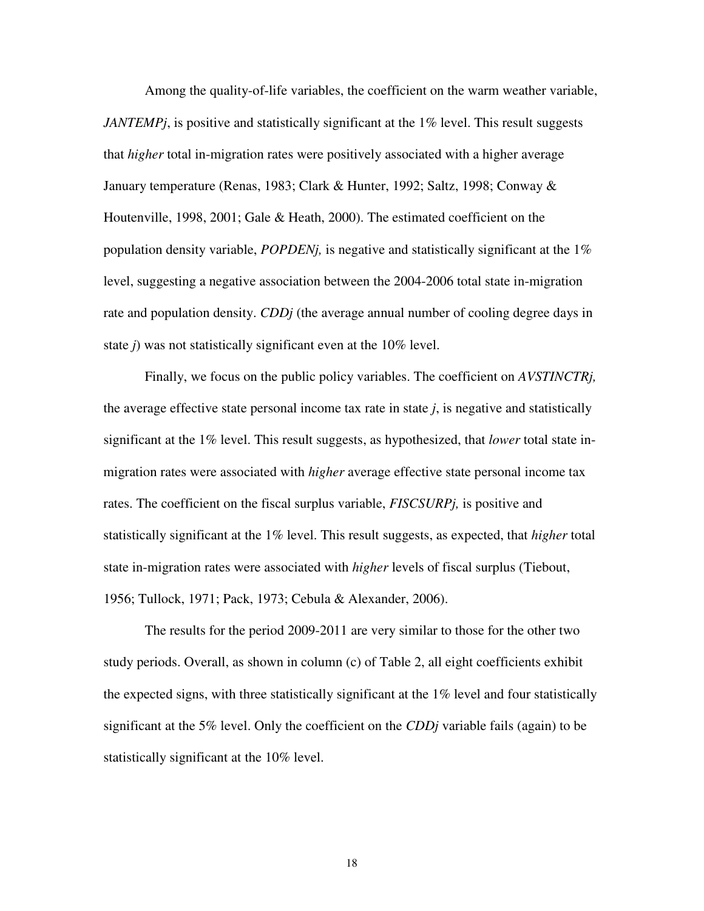Among the quality-of-life variables, the coefficient on the warm weather variable, *JANTEMPj*, is positive and statistically significant at the 1% level. This result suggests that *higher* total in-migration rates were positively associated with a higher average January temperature (Renas, 1983; Clark & Hunter, 1992; Saltz, 1998; Conway & Houtenville, 1998, 2001; Gale & Heath, 2000). The estimated coefficient on the population density variable, *POPDENj,* is negative and statistically significant at the 1% level, suggesting a negative association between the 2004-2006 total state in-migration rate and population density. *CDDj* (the average annual number of cooling degree days in state *j*) was not statistically significant even at the 10% level.

Finally, we focus on the public policy variables. The coefficient on *AVSTINCTRj,* the average effective state personal income tax rate in state *j*, is negative and statistically significant at the 1% level. This result suggests, as hypothesized, that *lower* total state in-migration rates were associated with *higher* average effective state personal income tax rates. The coefficient on the fiscal surplus variable, *FISCSURPj,* is positive and statistically significant at the 1% level. This result suggests, as expected, that *higher* total state in-migration rates were associated with *higher* levels of fiscal surplus (Tiebout, 1956; Tullock, 1971; Pack, 1973; Cebula & Alexander, 2006).

The results for the period 2009-2011 are very similar to those for the other two study periods. Overall, as shown in column (c) of Table 2, all eight coefficients exhibit the expected signs, with three statistically significant at the 1% level and four statistically significant at the 5% level. Only the coefficient on the *CDDj* variable fails (again) to be statistically significant at the 10% level.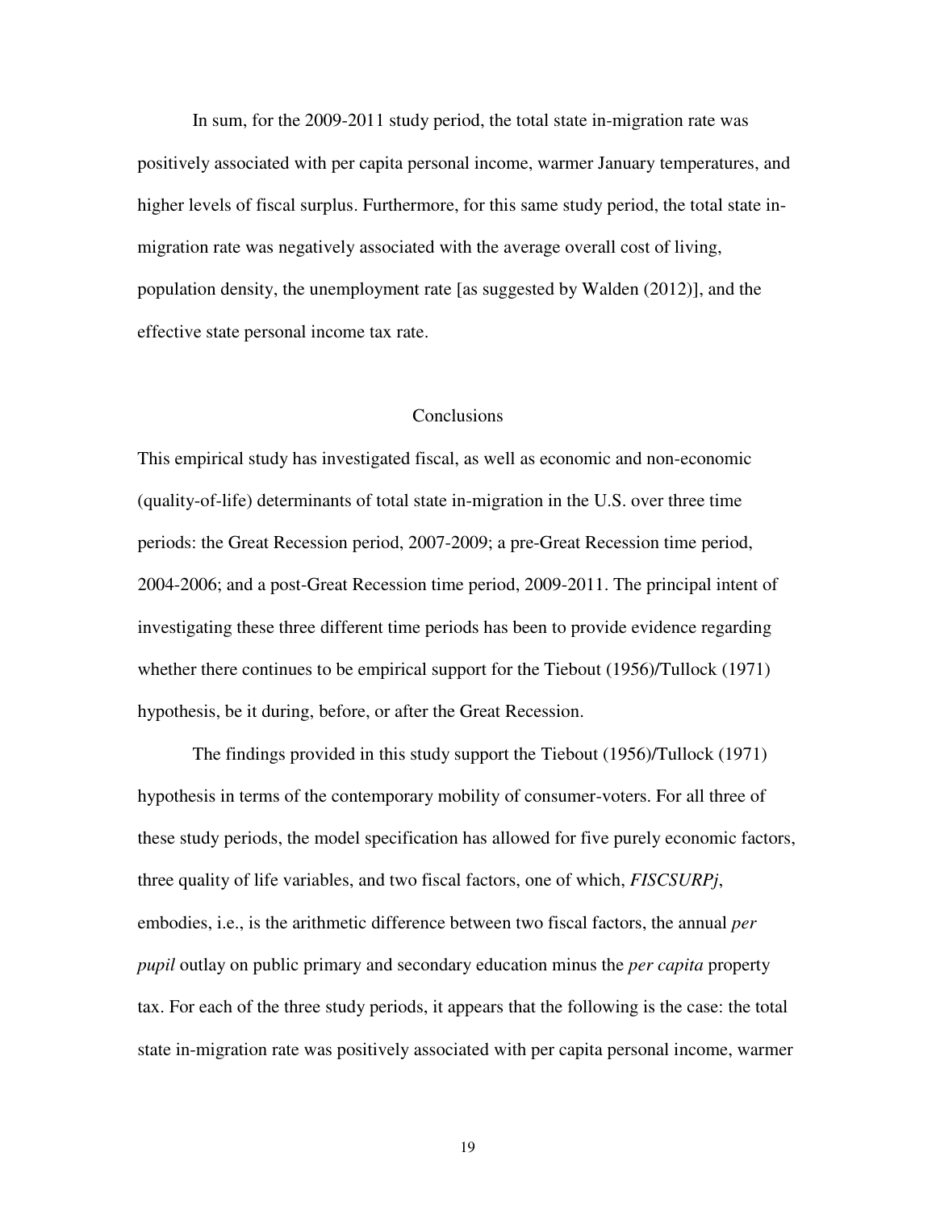In sum, for the 2009-2011 study period, the total state in-migration rate was positively associated with per capita personal income, warmer January temperatures, and higher levels of fiscal surplus. Furthermore, for this same study period, the total state in-migration rate was negatively associated with the average overall cost of living, population density, the unemployment rate [as suggested by Walden (2012)], and the effective state personal income tax rate.

## Conclusions

This empirical study has investigated fiscal, as well as economic and non-economic (quality-of-life) determinants of total state in-migration in the U.S. over three time periods: the Great Recession period, 2007-2009; a pre-Great Recession time period, 2004-2006; and a post-Great Recession time period, 2009-2011. The principal intent of investigating these three different time periods has been to provide evidence regarding whether there continues to be empirical support for the Tiebout (1956)/Tullock (1971) hypothesis, be it during, before, or after the Great Recession.

The findings provided in this study support the Tiebout (1956)/Tullock (1971) hypothesis in terms of the contemporary mobility of consumer-voters. For all three of these study periods, the model specification has allowed for five purely economic factors, three quality of life variables, and two fiscal factors, one of which, *FISCSURPj*, embodies, i.e., is the arithmetic difference between two fiscal factors, the annual *per pupil* outlay on public primary and secondary education minus the *per capita* property tax. For each of the three study periods, it appears that the following is the case: the total state in-migration rate was positively associated with per capita personal income, warmer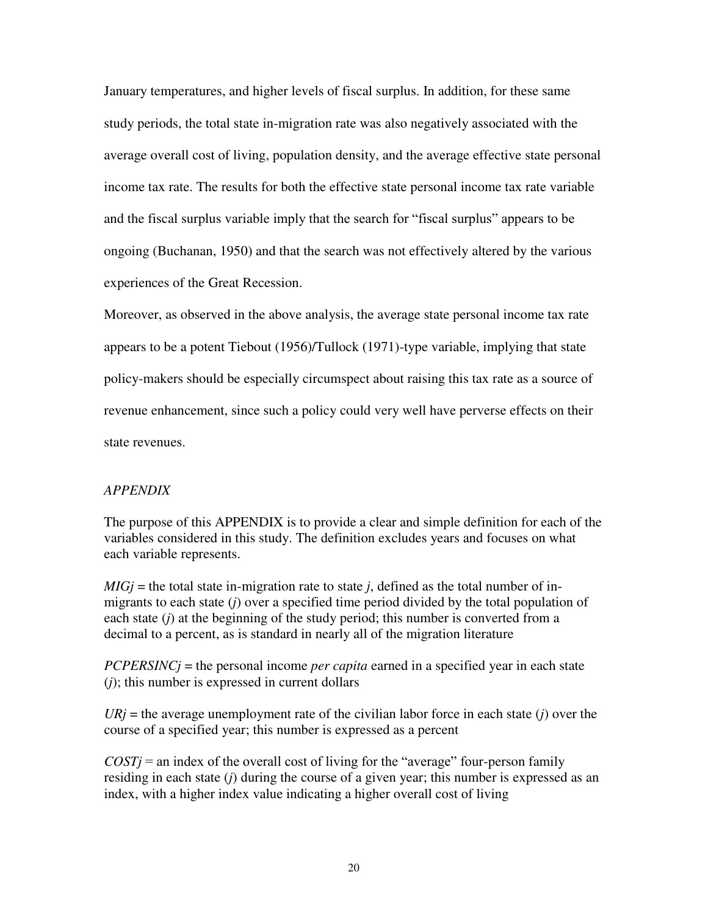January temperatures, and higher levels of fiscal surplus. In addition, for these same study periods, the total state in-migration rate was also negatively associated with the average overall cost of living, population density, and the average effective state personal income tax rate. The results for both the effective state personal income tax rate variable and the fiscal surplus variable imply that the search for "fiscal surplus" appears to be ongoing (Buchanan, 1950) and that the search was not effectively altered by the various experiences of the Great Recession.

Moreover, as observed in the above analysis, the average state personal income tax rate appears to be a potent Tiebout (1956)/Tullock (1971)-type variable, implying that state policy-makers should be especially circumspect about raising this tax rate as a source of revenue enhancement, since such a policy could very well have perverse effects on their state revenues.

## *APPENDIX*

The purpose of this APPENDIX is to provide a clear and simple definition for each of the variables considered in this study. The definition excludes years and focuses on what each variable represents.

*MIGj* = the total state in-migration rate to state *j*, defined as the total number of in-migrants to each state (*j*) over a specified time period divided by the total population of each state (*j*) at the beginning of the study period; this number is converted from a decimal to a percent, as is standard in nearly all of the migration literature

*PCPERSINCj* = the personal income *per capita* earned in a specified year in each state (*j*); this number is expressed in current dollars

*URj* = the average unemployment rate of the civilian labor force in each state (*j*) over the course of a specified year; this number is expressed as a percent

*COSTj* = an index of the overall cost of living for the "average" four-person family residing in each state (*j*) during the course of a given year; this number is expressed as an index, with a higher index value indicating a higher overall cost of living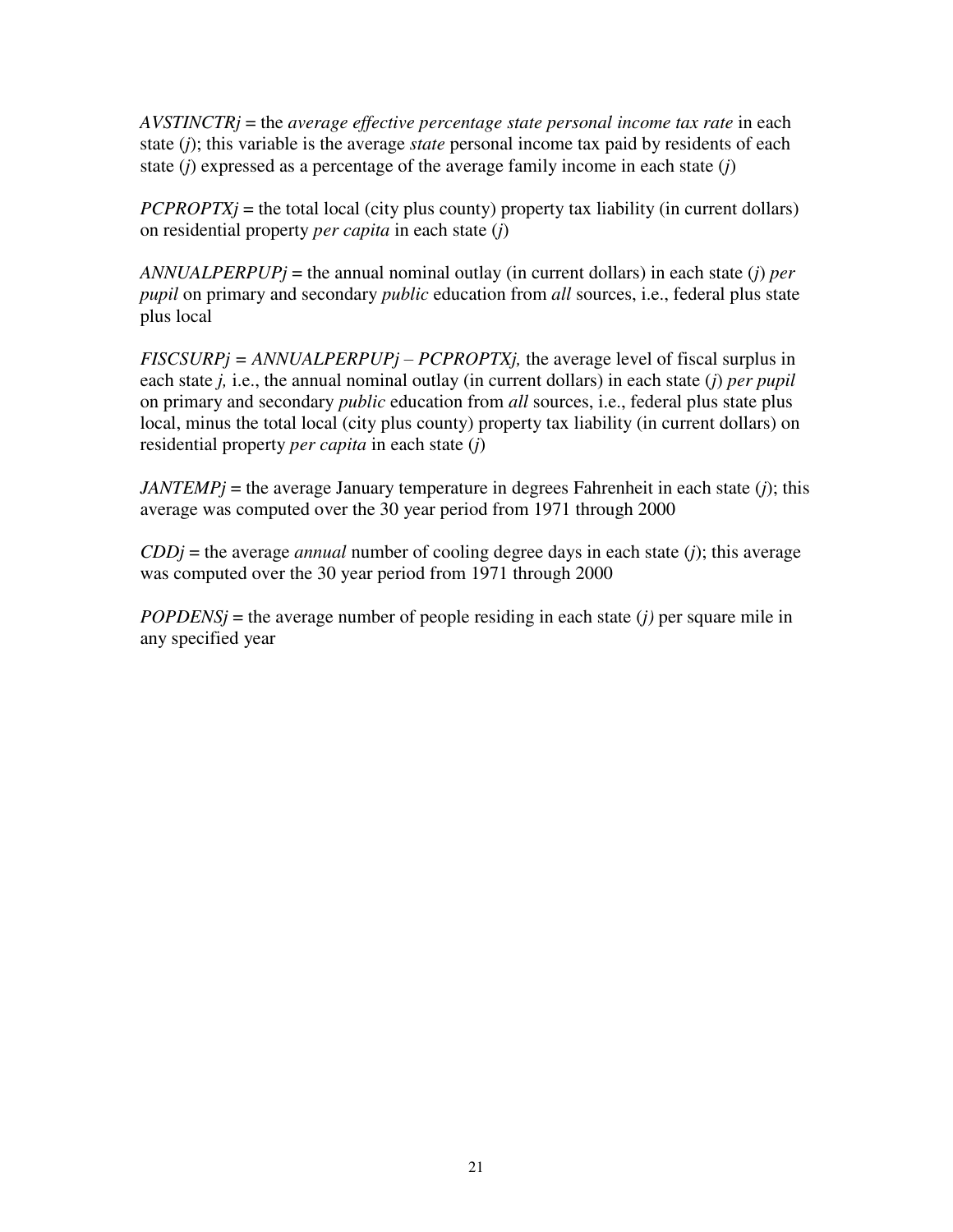*AVSTINCTRj* = the *average effective percentage state personal income tax rate* in each state (*j*); this variable is the average *state* personal income tax paid by residents of each state (*j*) expressed as a percentage of the average family income in each state (*j*)

*PCPROPTXj* = the total local (city plus county) property tax liability (in current dollars) on residential property *per capita* in each state (*j*)

*ANNUALPERPUPj* = the annual nominal outlay (in current dollars) in each state (*j*) *per pupil* on primary and secondary *public* education from *all* sources, i.e., federal plus state plus local

*FISCSURPj = ANNUALPERPUPj – PCPROPTXj,* the average level of fiscal surplus in each state *j,* i.e., the annual nominal outlay (in current dollars) in each state (*j*) *per pupil* on primary and secondary *public* education from *all* sources, i.e., federal plus state plus local, minus the total local (city plus county) property tax liability (in current dollars) on residential property *per capita* in each state (*j*)

*JANTEMPj* = the average January temperature in degrees Fahrenheit in each state (*j*); this average was computed over the 30 year period from 1971 through 2000

*CDDj* = the average *annual* number of cooling degree days in each state (*j*); this average was computed over the 30 year period from 1971 through 2000

*POPDENSj* = the average number of people residing in each state (*j)* per square mile in any specified year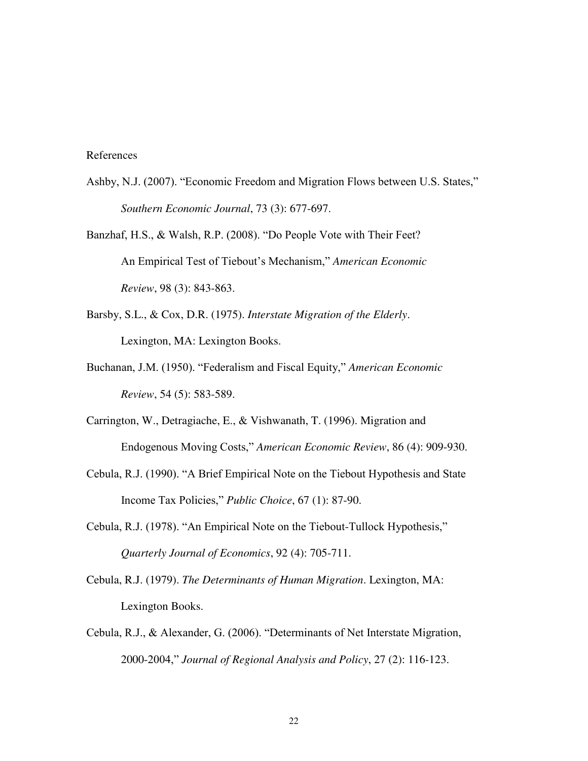References

Ashby, N.J. (2007). "Economic Freedom and Migration Flows between U.S. States," *Southern Economic Journal*, 73 (3): 677-697.

Banzhaf, H.S., & Walsh, R.P. (2008). "Do People Vote with Their Feet? An Empirical Test of Tiebout's Mechanism," *American Economic Review*, 98 (3): 843-863.

Barsby, S.L., & Cox, D.R. (1975). *Interstate Migration of the Elderly*. Lexington, MA: Lexington Books.

Buchanan, J.M. (1950). "Federalism and Fiscal Equity," *American Economic Review*, 54 (5): 583-589.

Carrington, W., Detragiache, E., & Vishwanath, T. (1996). Migration and Endogenous Moving Costs," *American Economic Review*, 86 (4): 909-930.

Cebula, R.J. (1990). "A Brief Empirical Note on the Tiebout Hypothesis and State Income Tax Policies," *Public Choice*, 67 (1): 87-90.

Cebula, R.J. (1978). "An Empirical Note on the Tiebout-Tullock Hypothesis," *Quarterly Journal of Economics*, 92 (4): 705-711.

Cebula, R.J. (1979). *The Determinants of Human Migration*. Lexington, MA: Lexington Books.

Cebula, R.J., & Alexander, G. (2006). "Determinants of Net Interstate Migration, 2000-2004," *Journal of Regional Analysis and Policy*, 27 (2): 116-123.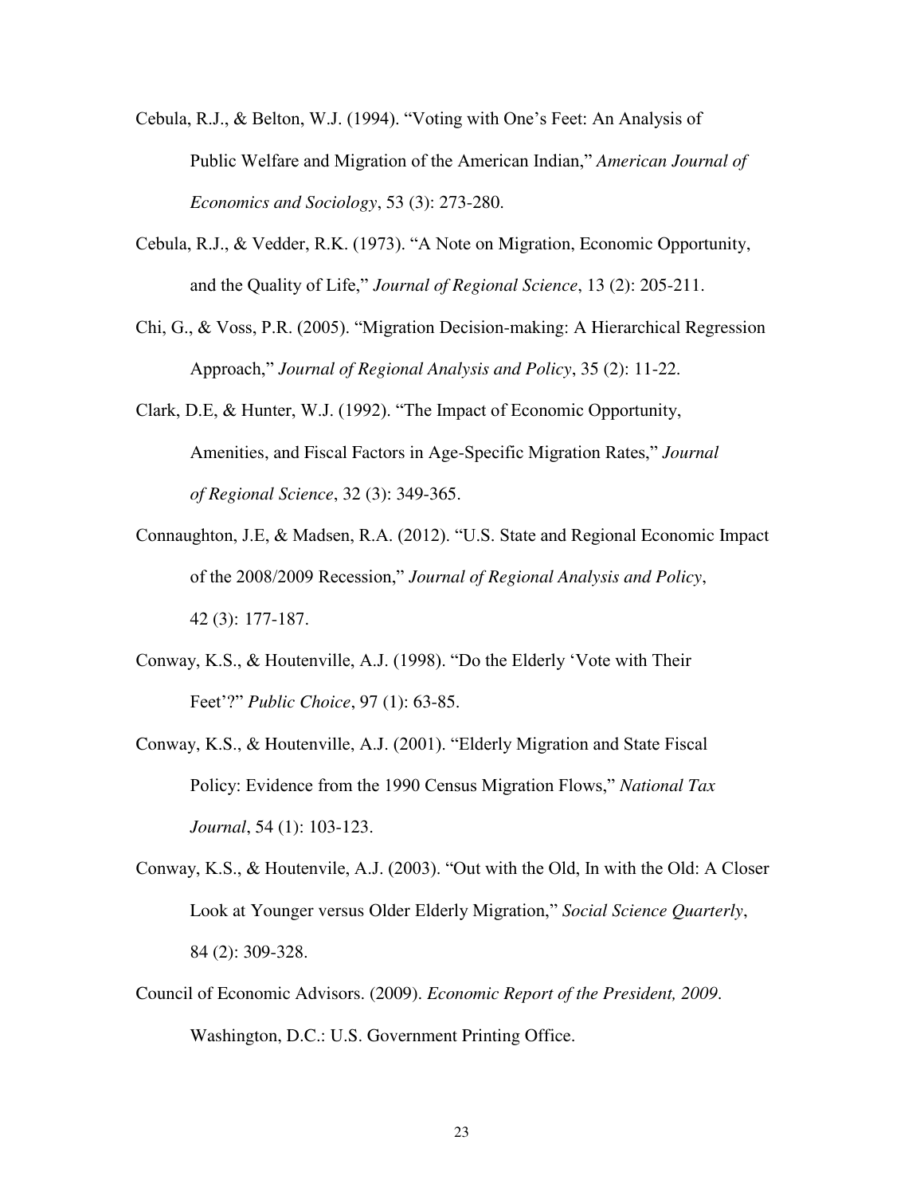Cebula, R.J., & Belton, W.J. (1994). "Voting with One's Feet: An Analysis of Public Welfare and Migration of the American Indian," *American Journal of Economics and Sociology*, 53 (3): 273-280.

Cebula, R.J., & Vedder, R.K. (1973). "A Note on Migration, Economic Opportunity, and the Quality of Life," *Journal of Regional Science*, 13 (2): 205-211.

Chi, G., & Voss, P.R. (2005). "Migration Decision-making: A Hierarchical Regression Approach," *Journal of Regional Analysis and Policy*, 35 (2): 11-22.

Clark, D.E, & Hunter, W.J. (1992). "The Impact of Economic Opportunity, Amenities, and Fiscal Factors in Age-Specific Migration Rates," *Journal of Regional Science*, 32 (3): 349-365.

Connaughton, J.E, & Madsen, R.A. (2012). "U.S. State and Regional Economic Impact of the 2008/2009 Recession," *Journal of Regional Analysis and Policy*, 42 (3): 177-187.

Conway, K.S., & Houtenville, A.J. (1998). "Do the Elderly 'Vote with Their Feet'?" *Public Choice*, 97 (1): 63-85.

Conway, K.S., & Houtenville, A.J. (2001). "Elderly Migration and State Fiscal Policy: Evidence from the 1990 Census Migration Flows," *National Tax Journal*, 54 (1): 103-123.

Conway, K.S., & Houtenvile, A.J. (2003). "Out with the Old, In with the Old: A Closer Look at Younger versus Older Elderly Migration," *Social Science Quarterly*, 84 (2): 309-328.

Council of Economic Advisors. (2009). *Economic Report of the President, 2009*. Washington, D.C.: U.S. Government Printing Office.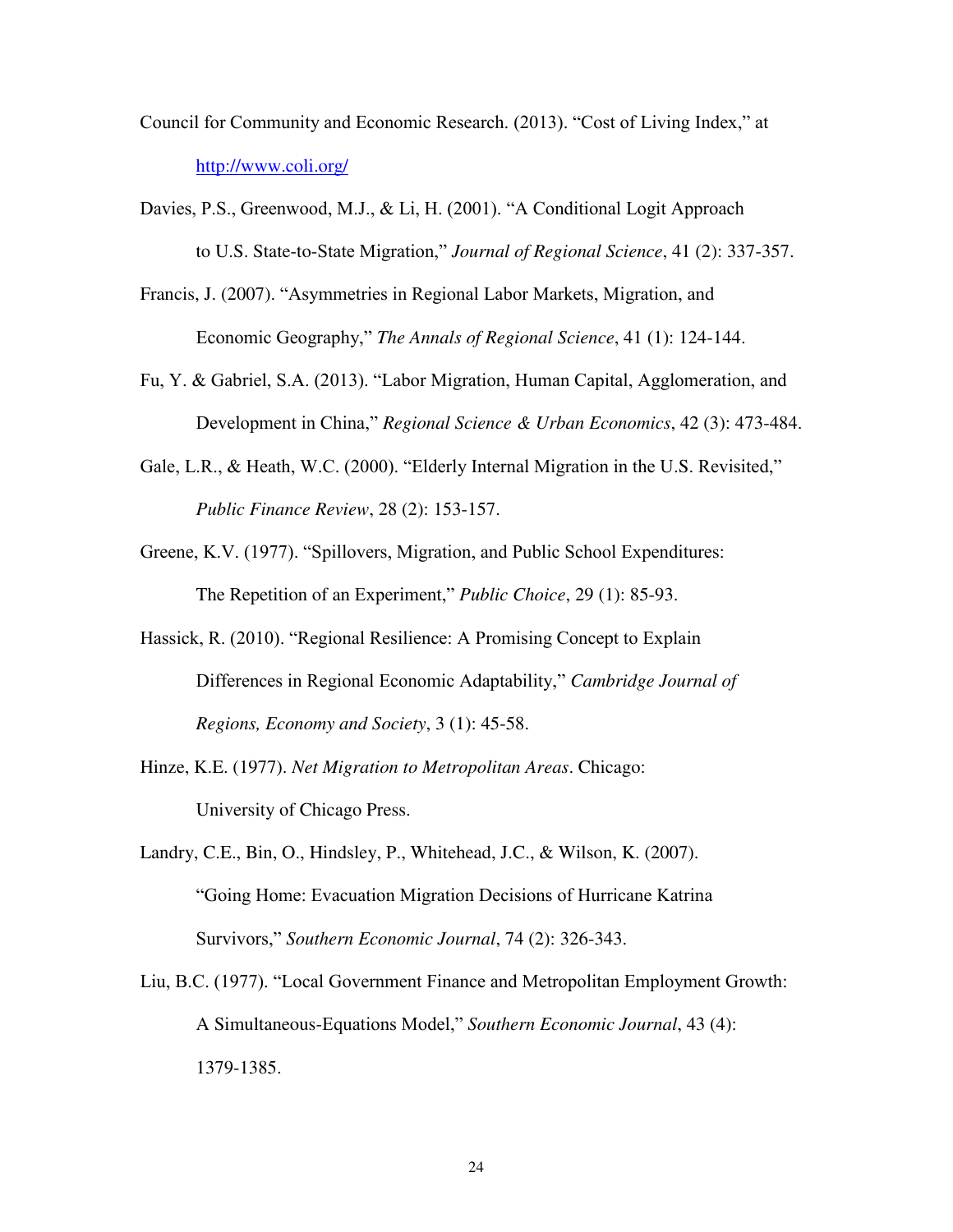Council for Community and Economic Research. (2013). "Cost of Living Index," at http://www.coli.org/

Davies, P.S., Greenwood, M.J., & Li, H. (2001). "A Conditional Logit Approach to U.S. State-to-State Migration," *Journal of Regional Science*, 41 (2): 337-357.

Francis, J. (2007). "Asymmetries in Regional Labor Markets, Migration, and Economic Geography," *The Annals of Regional Science*, 41 (1): 124-144.

Fu, Y. & Gabriel, S.A. (2013). "Labor Migration, Human Capital, Agglomeration, and Development in China," *Regional Science & Urban Economics*, 42 (3): 473-484.

Gale, L.R., & Heath, W.C. (2000). "Elderly Internal Migration in the U.S. Revisited," *Public Finance Review*, 28 (2): 153-157.

Greene, K.V. (1977). "Spillovers, Migration, and Public School Expenditures: The Repetition of an Experiment," *Public Choice*, 29 (1): 85-93.

Hassick, R. (2010). "Regional Resilience: A Promising Concept to Explain Differences in Regional Economic Adaptability," *Cambridge Journal of Regions, Economy and Society*, 3 (1): 45-58.

Hinze, K.E. (1977). *Net Migration to Metropolitan Areas*. Chicago: University of Chicago Press.

Landry, C.E., Bin, O., Hindsley, P., Whitehead, J.C., & Wilson, K. (2007). "Going Home: Evacuation Migration Decisions of Hurricane Katrina Survivors," *Southern Economic Journal*, 74 (2): 326-343.

Liu, B.C. (1977). "Local Government Finance and Metropolitan Employment Growth: A Simultaneous-Equations Model," *Southern Economic Journal*, 43 (4): 1379-1385.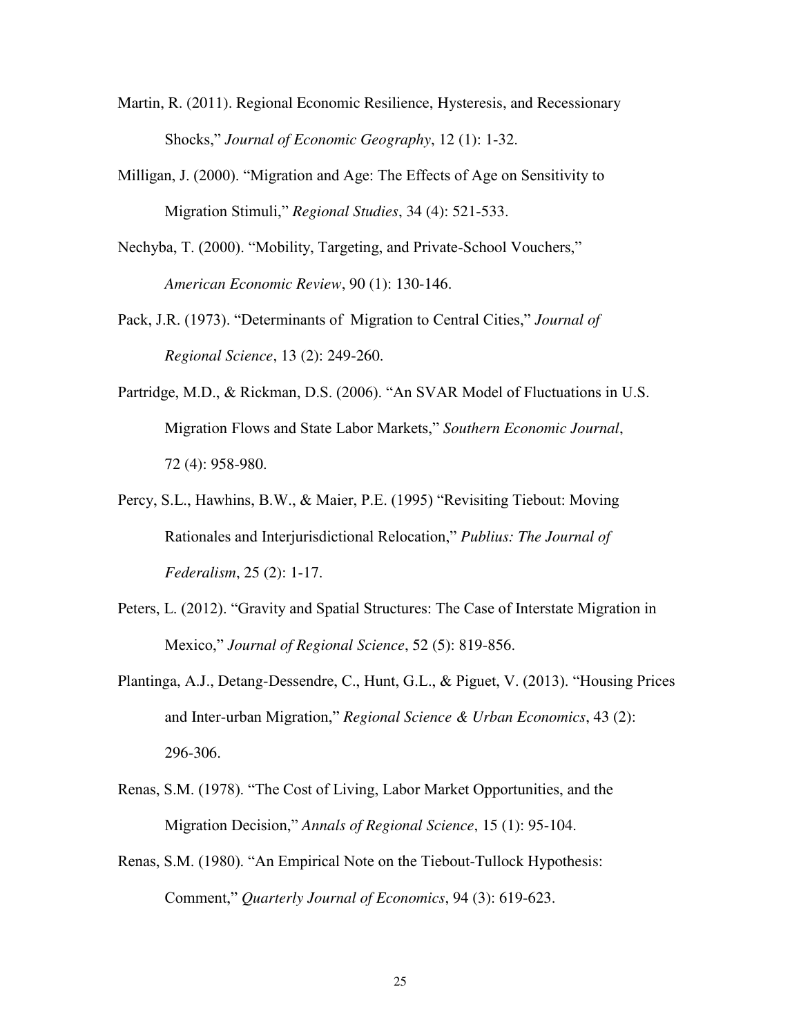Martin, R. (2011). Regional Economic Resilience, Hysteresis, and Recessionary Shocks," *Journal of Economic Geography*, 12 (1): 1-32.

Milligan, J. (2000). "Migration and Age: The Effects of Age on Sensitivity to Migration Stimuli," *Regional Studies*, 34 (4): 521-533.

Nechyba, T. (2000). "Mobility, Targeting, and Private-School Vouchers," *American Economic Review*, 90 (1): 130-146.

Pack, J.R. (1973). "Determinants of Migration to Central Cities," *Journal of Regional Science*, 13 (2): 249-260.

Partridge, M.D., & Rickman, D.S. (2006). "An SVAR Model of Fluctuations in U.S. Migration Flows and State Labor Markets," *Southern Economic Journal*, 72 (4): 958-980.

Percy, S.L., Hawhins, B.W., & Maier, P.E. (1995) "Revisiting Tiebout: Moving Rationales and Interjurisdictional Relocation," *Publius: The Journal of Federalism*, 25 (2): 1-17.

Peters, L. (2012). "Gravity and Spatial Structures: The Case of Interstate Migration in Mexico," *Journal of Regional Science*, 52 (5): 819-856.

Plantinga, A.J., Detang-Dessendre, C., Hunt, G.L., & Piguet, V. (2013). "Housing Prices and Inter-urban Migration," *Regional Science & Urban Economics*, 43 (2): 296-306.

Renas, S.M. (1978). "The Cost of Living, Labor Market Opportunities, and the Migration Decision," *Annals of Regional Science*, 15 (1): 95-104.

Renas, S.M. (1980). "An Empirical Note on the Tiebout-Tullock Hypothesis: Comment," *Quarterly Journal of Economics*, 94 (3): 619-623.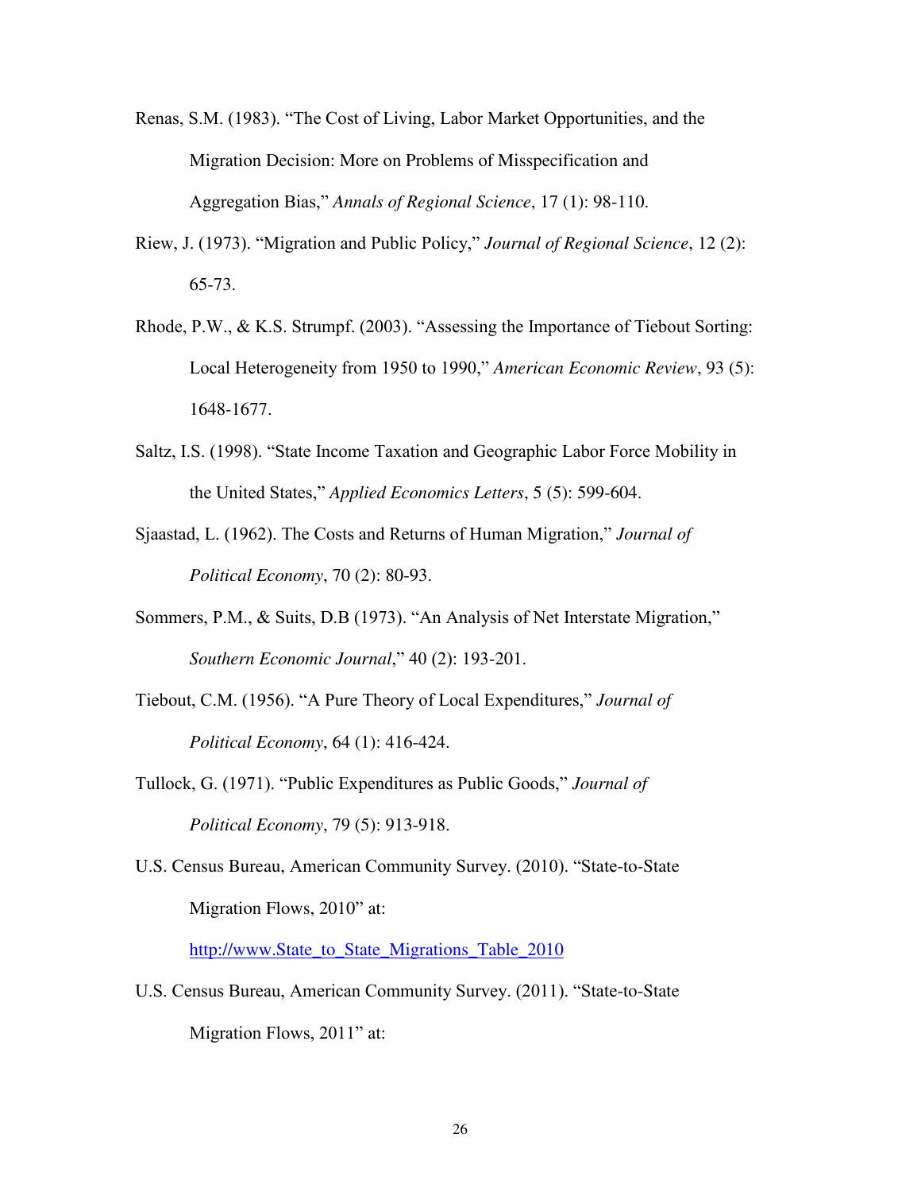Renas, S.M. (1983). "The Cost of Living, Labor Market Opportunities, and the Migration Decision: More on Problems of Misspecification and Aggregation Bias," *Annals of Regional Science*, 17 (1): 98-110.

Riew, J. (1973). "Migration and Public Policy," *Journal of Regional Science*, 12 (2): 65-73.

Rhode, P.W., & K.S. Strumpf. (2003). "Assessing the Importance of Tiebout Sorting: Local Heterogeneity from 1950 to 1990," *American Economic Review*, 93 (5): 1648-1677.

Saltz, I.S. (1998). "State Income Taxation and Geographic Labor Force Mobility in the United States," *Applied Economics Letters*, 5 (5): 599-604.

Sjaastad, L. (1962). The Costs and Returns of Human Migration," *Journal of Political Economy*, 70 (2): 80-93.

Sommers, P.M., & Suits, D.B (1973). "An Analysis of Net Interstate Migration," *Southern Economic Journal*," 40 (2): 193-201.

Tiebout, C.M. (1956). "A Pure Theory of Local Expenditures," *Journal of Political Economy*, 64 (1): 416-424.

Tullock, G. (1971). "Public Expenditures as Public Goods," *Journal of Political Economy*, 79 (5): 913-918.

U.S. Census Bureau, American Community Survey. (2010). "State-to-State Migration Flows, 2010" at: [http://www.State_to_State_Migrations_Table_2010](http://www.State_to_State_Migrations_Table_2010)

U.S. Census Bureau, American Community Survey. (2011). "State-to-State Migration Flows, 2011" at: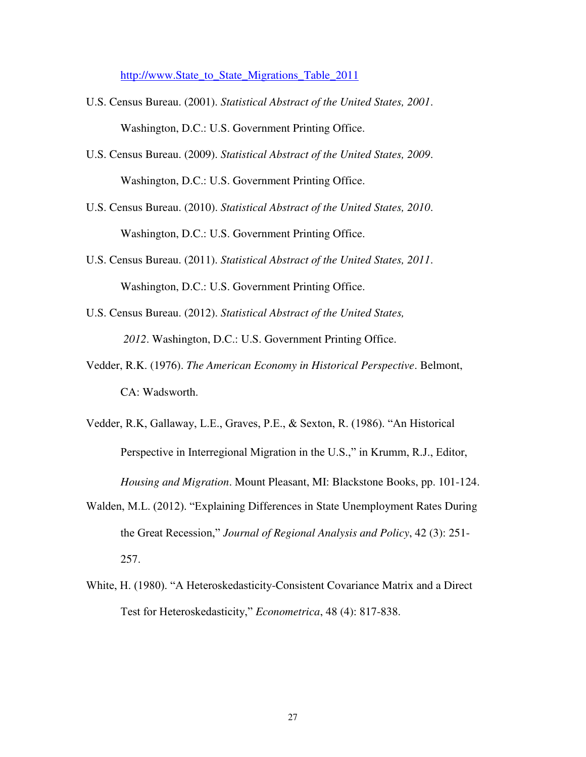http://www.State_to_State_Migrations_Table_2011

U.S. Census Bureau. (2001). *Statistical Abstract of the United States, 2001*. Washington, D.C.: U.S. Government Printing Office.

U.S. Census Bureau. (2009). *Statistical Abstract of the United States, 2009*. Washington, D.C.: U.S. Government Printing Office.

U.S. Census Bureau. (2010). *Statistical Abstract of the United States, 2010*. Washington, D.C.: U.S. Government Printing Office.

U.S. Census Bureau. (2011). *Statistical Abstract of the United States, 2011*. Washington, D.C.: U.S. Government Printing Office.

U.S. Census Bureau. (2012). *Statistical Abstract of the United States, 2012*. Washington, D.C.: U.S. Government Printing Office.

Vedder, R.K. (1976). *The American Economy in Historical Perspective*. Belmont, CA: Wadsworth.

Vedder, R.K, Gallaway, L.E., Graves, P.E., & Sexton, R. (1986). "An Historical Perspective in Interregional Migration in the U.S.," in Krumm, R.J., Editor, *Housing and Migration*. Mount Pleasant, MI: Blackstone Books, pp. 101-124.

Walden, M.L. (2012). "Explaining Differences in State Unemployment Rates During the Great Recession," *Journal of Regional Analysis and Policy*, 42 (3): 251-257.

White, H. (1980). "A Heteroskedasticity-Consistent Covariance Matrix and a Direct Test for Heteroskedasticity," *Econometrica*, 48 (4): 817-838.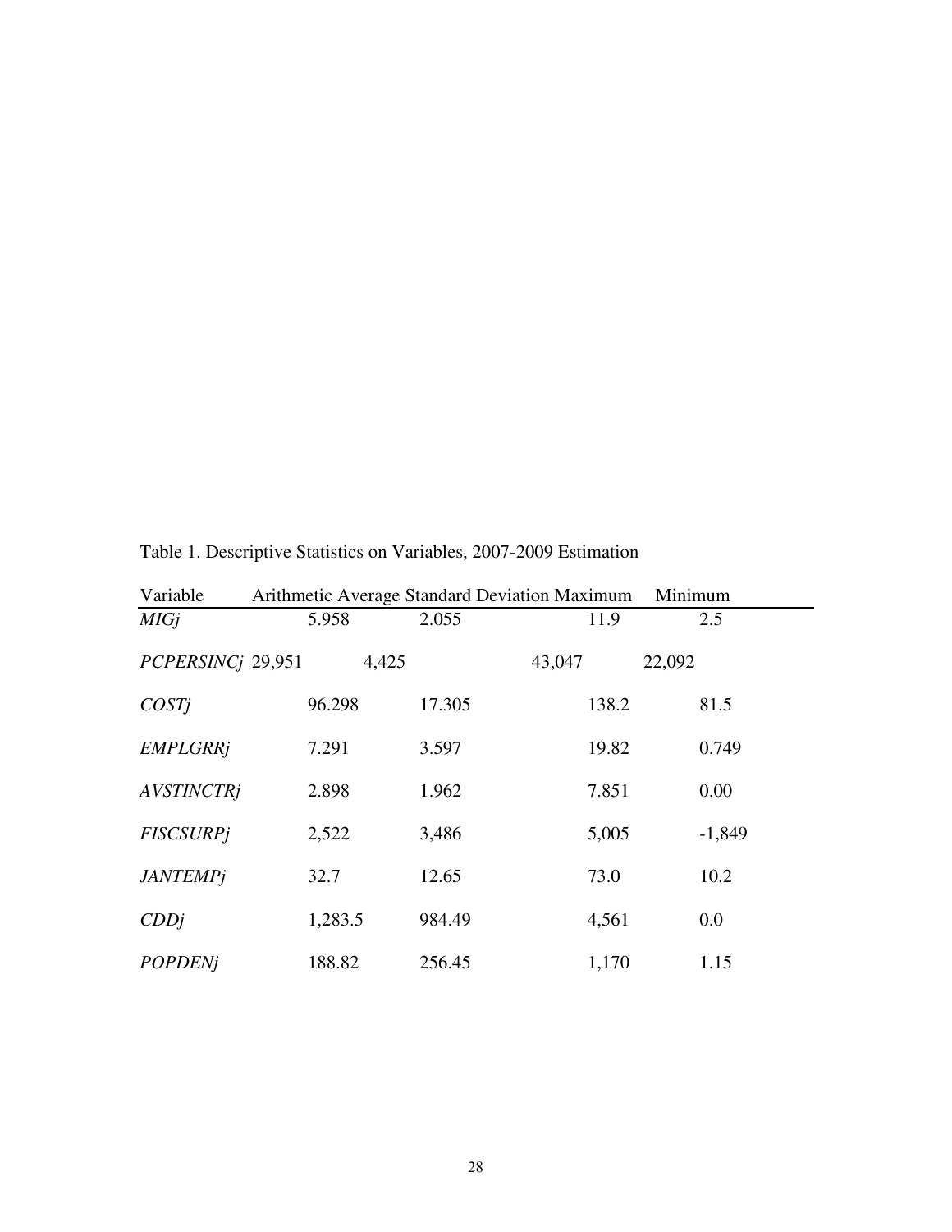Table 1. Descriptive Statistics on Variables, 2007-2009 Estimation

| Variable | Arithmetic Average | Standard Deviation | Maximum | Minimum |
|---|---|---|---|---|
| *MIGj* | 5.958 | 2.055 | 11.9 | 2.5 |
| *PCPERSINCj* | 29,951 | 4,425 | 43,047 | 22,092 |
| *COSTj* | 96.298 | 17.305 | 138.2 | 81.5 |
| *EMPLGRRj* | 7.291 | 3.597 | 19.82 | 0.749 |
| *AVSTINCTRj* | 2.898 | 1.962 | 7.851 | 0.00 |
| *FISCSURPj* | 2,522 | 3,486 | 5,005 | -1,849 |
| *JANTEMPj* | 32.7 | 12.65 | 73.0 | 10.2 |
| *CDDj* | 1,283.5 | 984.49 | 4,561 | 0.0 |
| *POPDENj* | 188.82 | 256.45 | 1,170 | 1.15 |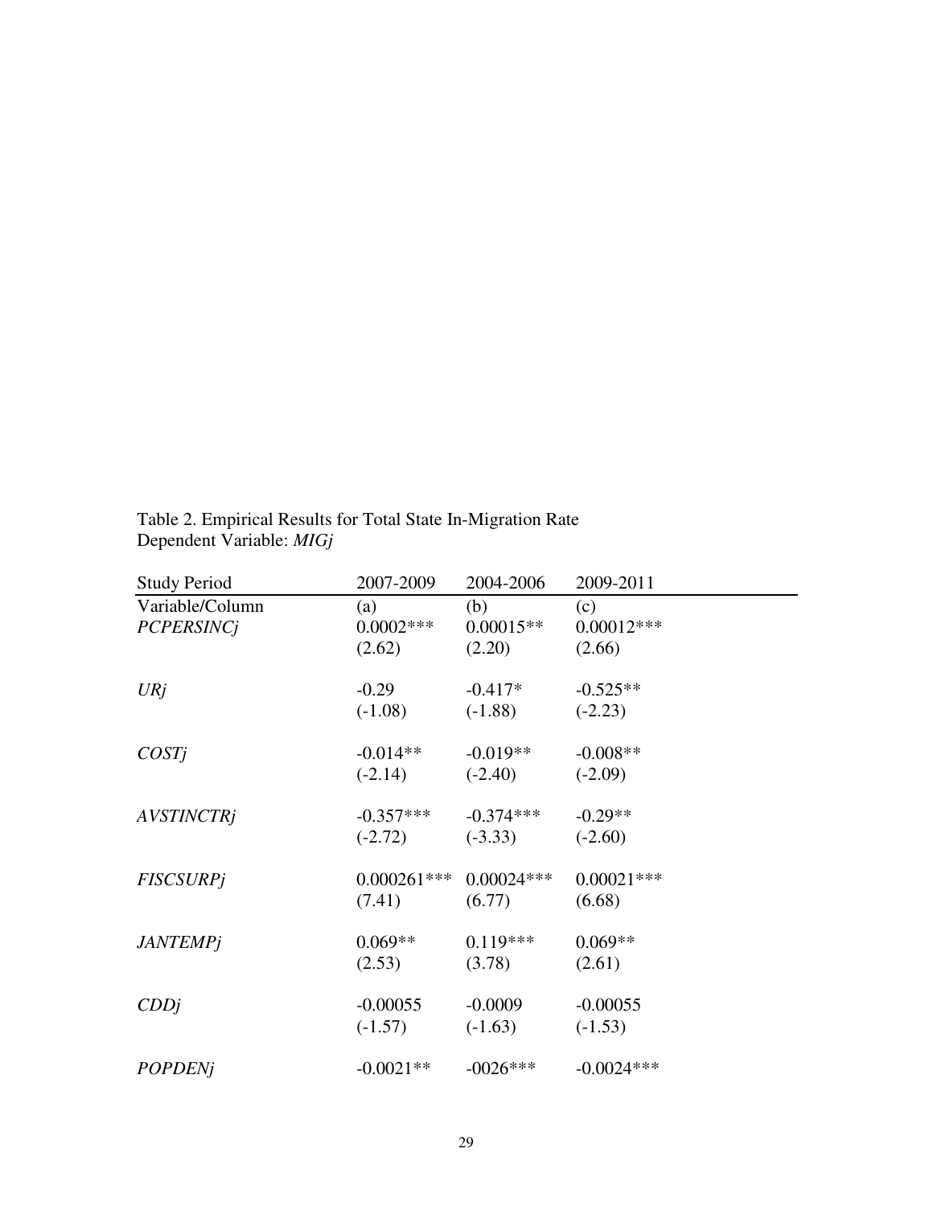Table 2. Empirical Results for Total State In-Migration Rate
Dependent Variable: *MIGj*

| Study Period | 2007-2009 | 2004-2006 | 2009-2011 |
|---|---|---|---|
| Variable/Column | (a) | (b) | (c) |
| *PCPERSINCj* | 0.0002*** | 0.00015** | 0.00012*** |
| | (2.62) | (2.20) | (2.66) |
| *URj* | -0.29 | -0.417* | -0.525** |
| | (-1.08) | (-1.88) | (-2.23) |
| *COSTj* | -0.014** | -0.019** | -0.008** |
| | (-2.14) | (-2.40) | (-2.09) |
| *AVSTINCTRj* | -0.357*** | -0.374*** | -0.29** |
| | (-2.72) | (-3.33) | (-2.60) |
| *FISCSURPj* | 0.000261*** | 0.00024*** | 0.00021*** |
| | (7.41) | (6.77) | (6.68) |
| *JANTEMPj* | 0.069** | 0.119*** | 0.069** |
| | (2.53) | (3.78) | (2.61) |
| *CDDj* | -0.00055 | -0.0009 | -0.00055 |
| | (-1.57) | (-1.63) | (-1.53) |
| *POPDENj* | -0.0021** | -0026*** | -0.0024*** |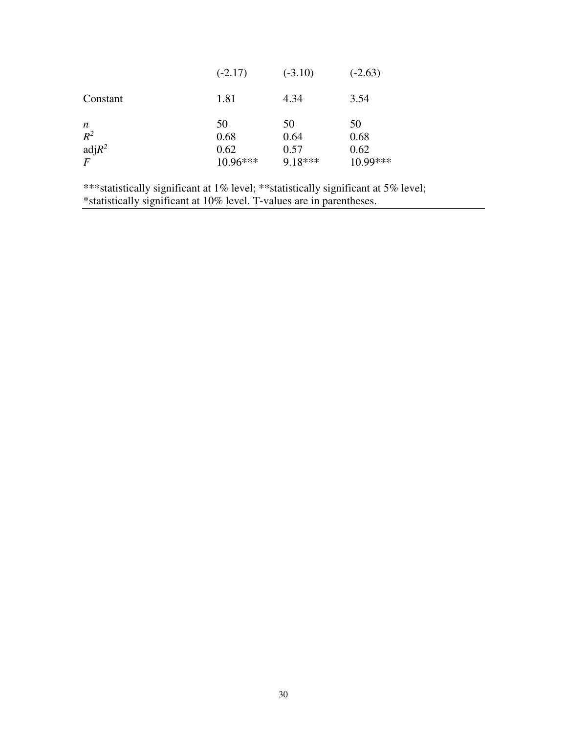| | | | |
|---|---|---|---|
| | (-2.17) | (-3.10) | (-2.63) |
| Constant | 1.81 | 4.34 | 3.54 |
| $n$ | 50 | 50 | 50 |
| $R^2$ | 0.68 | 0.64 | 0.68 |
| adj$R^2$ | 0.62 | 0.57 | 0.62 |
| $F$ | 10.96*** | 9.18*** | 10.99*** |

***statistically significant at 1% level; **statistically significant at 5% level; *statistically significant at 10% level. T-values are in parentheses.